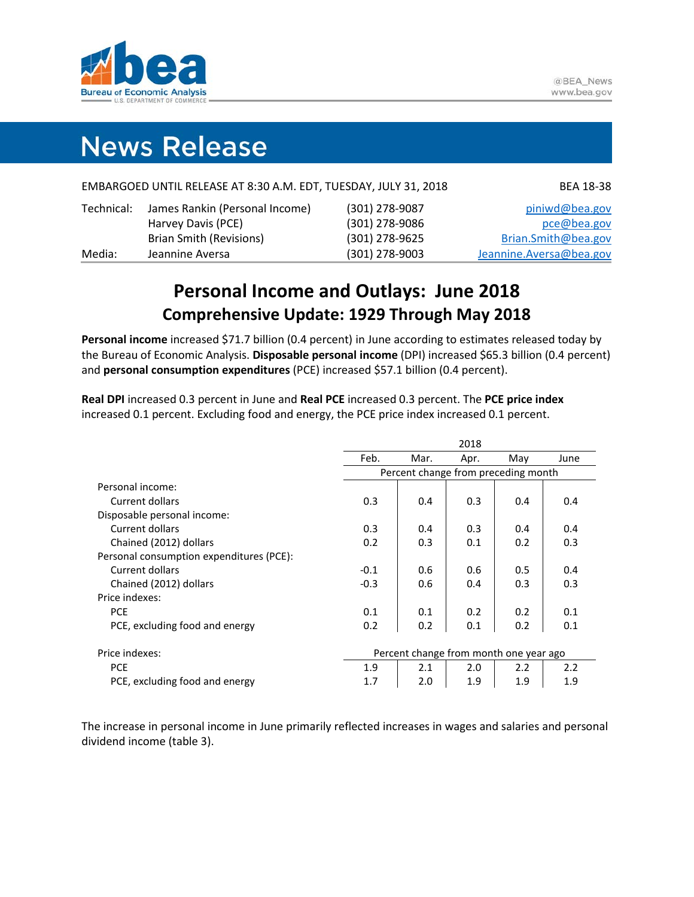# News Release

EMBARGOED UNTIL RELEASE AT 8:30 A.M. EDT, TUESDAY, JULY 31, 2018 BEA 18-38

| | | | |
|---|---|---|---|
| Technical: | James Rankin (Personal Income) | (301) 278-9087 | piniwd@bea.gov |
| | Harvey Davis (PCE) | (301) 278-9086 | pce@bea.gov |
| | Brian Smith (Revisions) | (301) 278-9625 | Brian.Smith@bea.gov |
| Media: | Jeannine Aversa | (301) 278-9003 | Jeannine.Aversa@bea.gov |

## Personal Income and Outlays: June 2018

### Comprehensive Update: 1929 Through May 2018

**Personal income** increased $71.7 billion (0.4 percent) in June according to estimates released today by the Bureau of Economic Analysis. **Disposable personal income** (DPI) increased $65.3 billion (0.4 percent) and **personal consumption expenditures** (PCE) increased $57.1 billion (0.4 percent).

**Real DPI** increased 0.3 percent in June and **Real PCE** increased 0.3 percent. The **PCE price index** increased 0.1 percent. Excluding food and energy, the PCE price index increased 0.1 percent.

| | 2018 | | | | |
|---|---|---|---|---|---|
| | Feb. | Mar. | Apr. | May | June |
| | Percent change from preceding month | | | | |
| Personal income: | | | | | |
| Current dollars | 0.3 | 0.4 | 0.3 | 0.4 | 0.4 |
| Disposable personal income: | | | | | |
| Current dollars | 0.3 | 0.4 | 0.3 | 0.4 | 0.4 |
| Chained (2012) dollars | 0.2 | 0.3 | 0.1 | 0.2 | 0.3 |
| Personal consumption expenditures (PCE): | | | | | |
| Current dollars | -0.1 | 0.6 | 0.6 | 0.5 | 0.4 |
| Chained (2012) dollars | -0.3 | 0.6 | 0.4 | 0.3 | 0.3 |
| Price indexes: | | | | | |
| PCE | 0.1 | 0.1 | 0.2 | 0.2 | 0.1 |
| PCE, excluding food and energy | 0.2 | 0.2 | 0.1 | 0.2 | 0.1 |
| Price indexes: | Percent change from month one year ago | | | | |
| PCE | 1.9 | 2.1 | 2.0 | 2.2 | 2.2 |
| PCE, excluding food and energy | 1.7 | 2.0 | 1.9 | 1.9 | 1.9 |

The increase in personal income in June primarily reflected increases in wages and salaries and personal dividend income (table 3).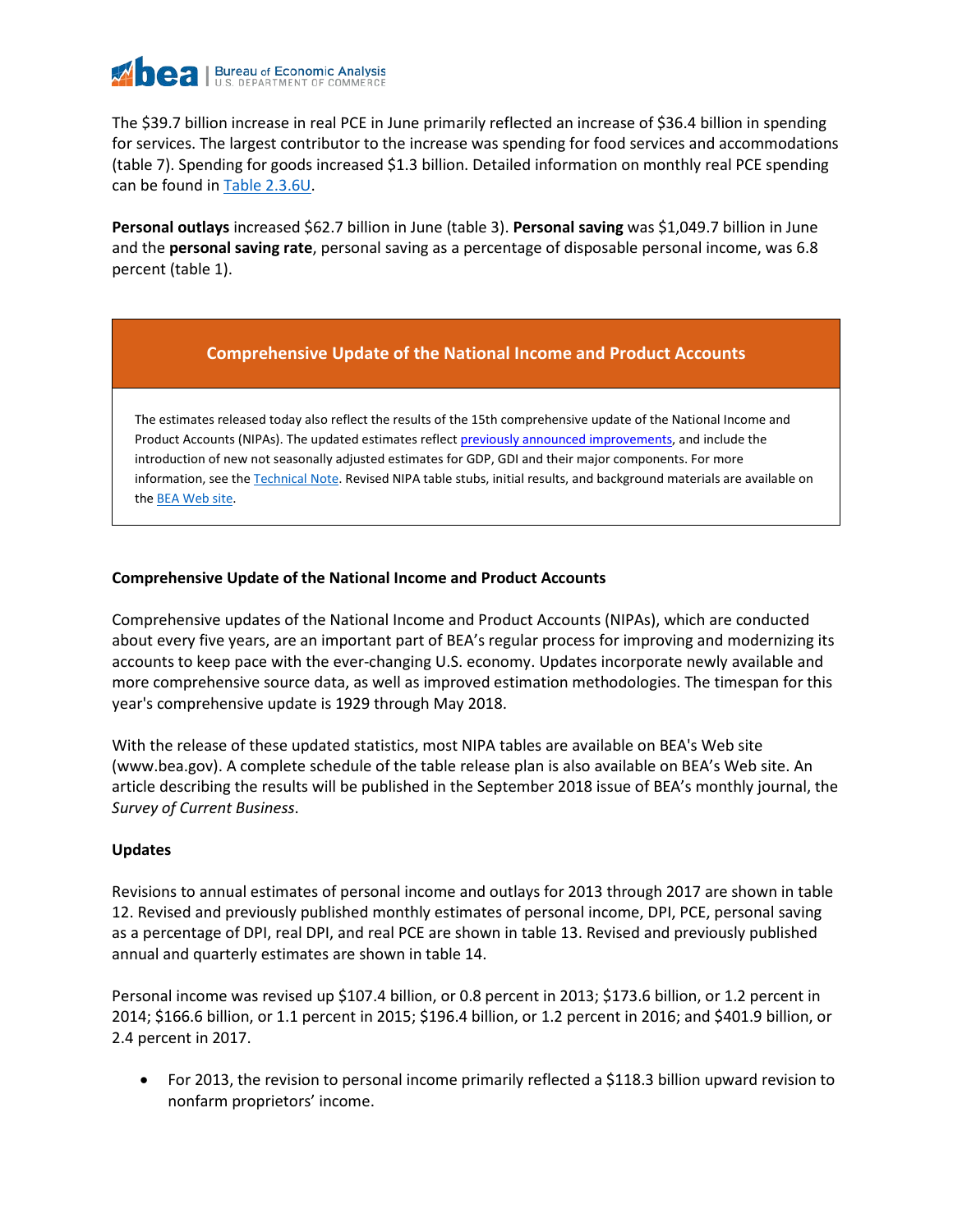The $39.7 billion increase in real PCE in June primarily reflected an increase of $36.4 billion in spending for services. The largest contributor to the increase was spending for food services and accommodations (table 7). Spending for goods increased $1.3 billion. Detailed information on monthly real PCE spending can be found in Table 2.3.6U.

**Personal outlays** increased $62.7 billion in June (table 3). **Personal saving** was $1,049.7 billion in June and the **personal saving rate**, personal saving as a percentage of disposable personal income, was 6.8 percent (table 1).

**Comprehensive Update of the National Income and Product Accounts**

The estimates released today also reflect the results of the 15th comprehensive update of the National Income and Product Accounts (NIPAs). The updated estimates reflect previously announced improvements, and include the introduction of new not seasonally adjusted estimates for GDP, GDI and their major components. For more information, see the Technical Note. Revised NIPA table stubs, initial results, and background materials are available on the BEA Web site.

### Comprehensive Update of the National Income and Product Accounts

Comprehensive updates of the National Income and Product Accounts (NIPAs), which are conducted about every five years, are an important part of BEA's regular process for improving and modernizing its accounts to keep pace with the ever-changing U.S. economy. Updates incorporate newly available and more comprehensive source data, as well as improved estimation methodologies. The timespan for this year's comprehensive update is 1929 through May 2018.

With the release of these updated statistics, most NIPA tables are available on BEA's Web site (www.bea.gov). A complete schedule of the table release plan is also available on BEA's Web site. An article describing the results will be published in the September 2018 issue of BEA's monthly journal, the *Survey of Current Business*.

### Updates

Revisions to annual estimates of personal income and outlays for 2013 through 2017 are shown in table 12. Revised and previously published monthly estimates of personal income, DPI, PCE, personal saving as a percentage of DPI, real DPI, and real PCE are shown in table 13. Revised and previously published annual and quarterly estimates are shown in table 14.

Personal income was revised up $107.4 billion, or 0.8 percent in 2013; $173.6 billion, or 1.2 percent in 2014; $166.6 billion, or 1.1 percent in 2015; $196.4 billion, or 1.2 percent in 2016; and $401.9 billion, or 2.4 percent in 2017.

- For 2013, the revision to personal income primarily reflected a $118.3 billion upward revision to nonfarm proprietors' income.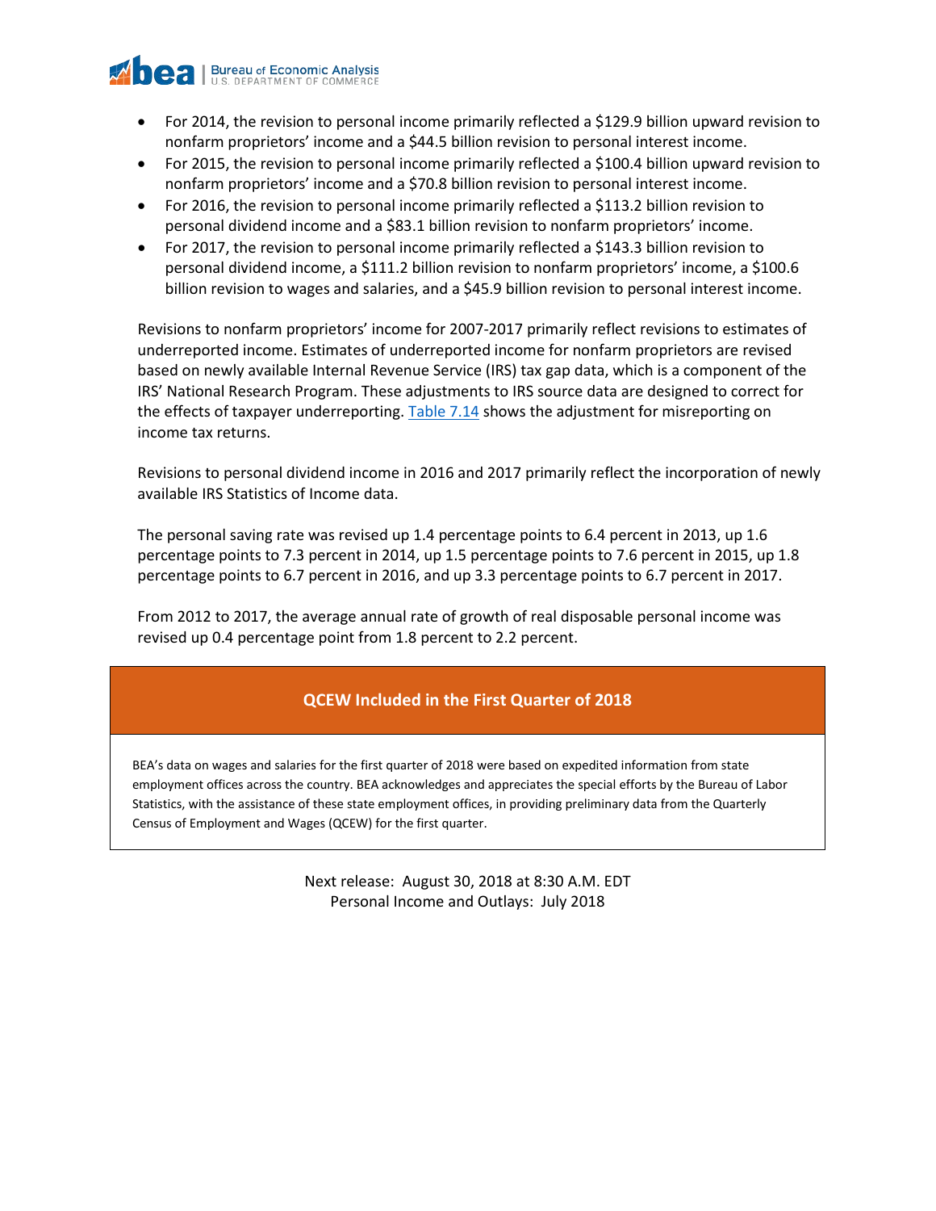- For 2014, the revision to personal income primarily reflected a $129.9 billion upward revision to nonfarm proprietors' income and a $44.5 billion revision to personal interest income.
- For 2015, the revision to personal income primarily reflected a $100.4 billion upward revision to nonfarm proprietors' income and a $70.8 billion revision to personal interest income.
- For 2016, the revision to personal income primarily reflected a $113.2 billion revision to personal dividend income and a $83.1 billion revision to nonfarm proprietors' income.
- For 2017, the revision to personal income primarily reflected a $143.3 billion revision to personal dividend income, a $111.2 billion revision to nonfarm proprietors' income, a $100.6 billion revision to wages and salaries, and a $45.9 billion revision to personal interest income.

Revisions to nonfarm proprietors' income for 2007-2017 primarily reflect revisions to estimates of underreported income. Estimates of underreported income for nonfarm proprietors are revised based on newly available Internal Revenue Service (IRS) tax gap data, which is a component of the IRS' National Research Program. These adjustments to IRS source data are designed to correct for the effects of taxpayer underreporting. Table 7.14 shows the adjustment for misreporting on income tax returns.

Revisions to personal dividend income in 2016 and 2017 primarily reflect the incorporation of newly available IRS Statistics of Income data.

The personal saving rate was revised up 1.4 percentage points to 6.4 percent in 2013, up 1.6 percentage points to 7.3 percent in 2014, up 1.5 percentage points to 7.6 percent in 2015, up 1.8 percentage points to 6.7 percent in 2016, and up 3.3 percentage points to 6.7 percent in 2017.

From 2012 to 2017, the average annual rate of growth of real disposable personal income was revised up 0.4 percentage point from 1.8 percent to 2.2 percent.

## QCEW Included in the First Quarter of 2018

BEA's data on wages and salaries for the first quarter of 2018 were based on expedited information from state employment offices across the country. BEA acknowledges and appreciates the special efforts by the Bureau of Labor Statistics, with the assistance of these state employment offices, in providing preliminary data from the Quarterly Census of Employment and Wages (QCEW) for the first quarter.

Next release: August 30, 2018 at 8:30 A.M. EDT
Personal Income and Outlays: July 2018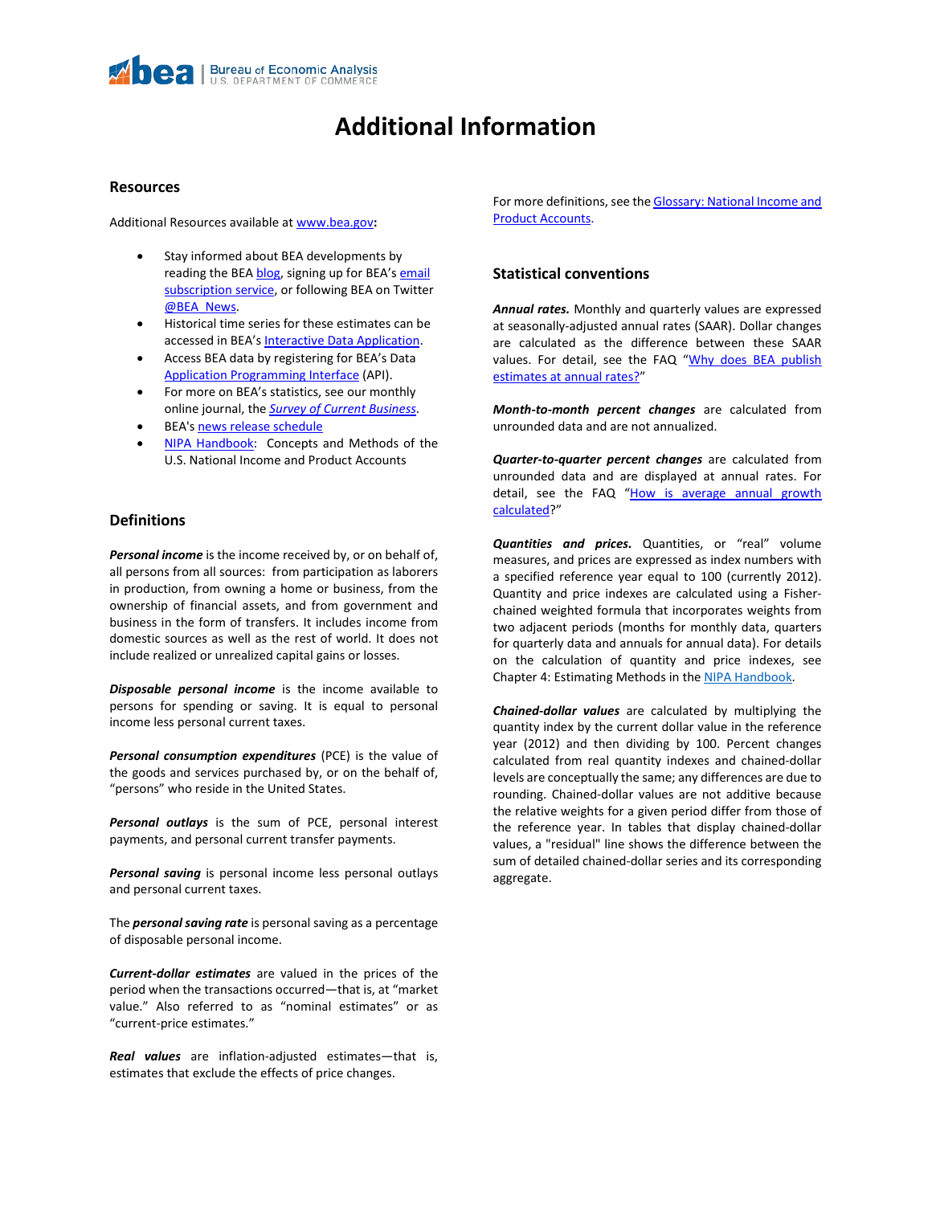# Additional Information

## Resources

Additional Resources available at www.bea.gov**:**

- Stay informed about BEA developments by reading the BEA blog, signing up for BEA's email subscription service, or following BEA on Twitter @BEA_News.
- Historical time series for these estimates can be accessed in BEA's Interactive Data Application.
- Access BEA data by registering for BEA's Data Application Programming Interface (API).
- For more on BEA's statistics, see our monthly online journal, the *Survey of Current Business*.
- BEA's news release schedule
- NIPA Handbook: Concepts and Methods of the U.S. National Income and Product Accounts

## Definitions

***Personal income*** is the income received by, or on behalf of, all persons from all sources: from participation as laborers in production, from owning a home or business, from the ownership of financial assets, and from government and business in the form of transfers. It includes income from domestic sources as well as the rest of world. It does not include realized or unrealized capital gains or losses.

***Disposable personal income*** is the income available to persons for spending or saving. It is equal to personal income less personal current taxes.

***Personal consumption expenditures*** (PCE) is the value of the goods and services purchased by, or on the behalf of, "persons" who reside in the United States.

***Personal outlays*** is the sum of PCE, personal interest payments, and personal current transfer payments.

***Personal saving*** is personal income less personal outlays and personal current taxes.

The ***personal saving rate*** is personal saving as a percentage of disposable personal income.

***Current-dollar estimates*** are valued in the prices of the period when the transactions occurred—that is, at "market value." Also referred to as "nominal estimates" or as "current-price estimates."

***Real values*** are inflation-adjusted estimates—that is, estimates that exclude the effects of price changes.

For more definitions, see the Glossary: National Income and Product Accounts.

## Statistical conventions

***Annual rates.*** Monthly and quarterly values are expressed at seasonally-adjusted annual rates (SAAR). Dollar changes are calculated as the difference between these SAAR values. For detail, see the FAQ "Why does BEA publish estimates at annual rates?"

***Month-to-month percent changes*** are calculated from unrounded data and are not annualized.

***Quarter-to-quarter percent changes*** are calculated from unrounded data and are displayed at annual rates. For detail, see the FAQ "How is average annual growth calculated?"

***Quantities and prices.*** Quantities, or "real" volume measures, and prices are expressed as index numbers with a specified reference year equal to 100 (currently 2012). Quantity and price indexes are calculated using a Fisher-chained weighted formula that incorporates weights from two adjacent periods (months for monthly data, quarters for quarterly data and annuals for annual data). For details on the calculation of quantity and price indexes, see Chapter 4: Estimating Methods in the NIPA Handbook.

***Chained-dollar values*** are calculated by multiplying the quantity index by the current dollar value in the reference year (2012) and then dividing by 100. Percent changes calculated from real quantity indexes and chained-dollar levels are conceptually the same; any differences are due to rounding. Chained-dollar values are not additive because the relative weights for a given period differ from those of the reference year. In tables that display chained-dollar values, a "residual" line shows the difference between the sum of detailed chained-dollar series and its corresponding aggregate.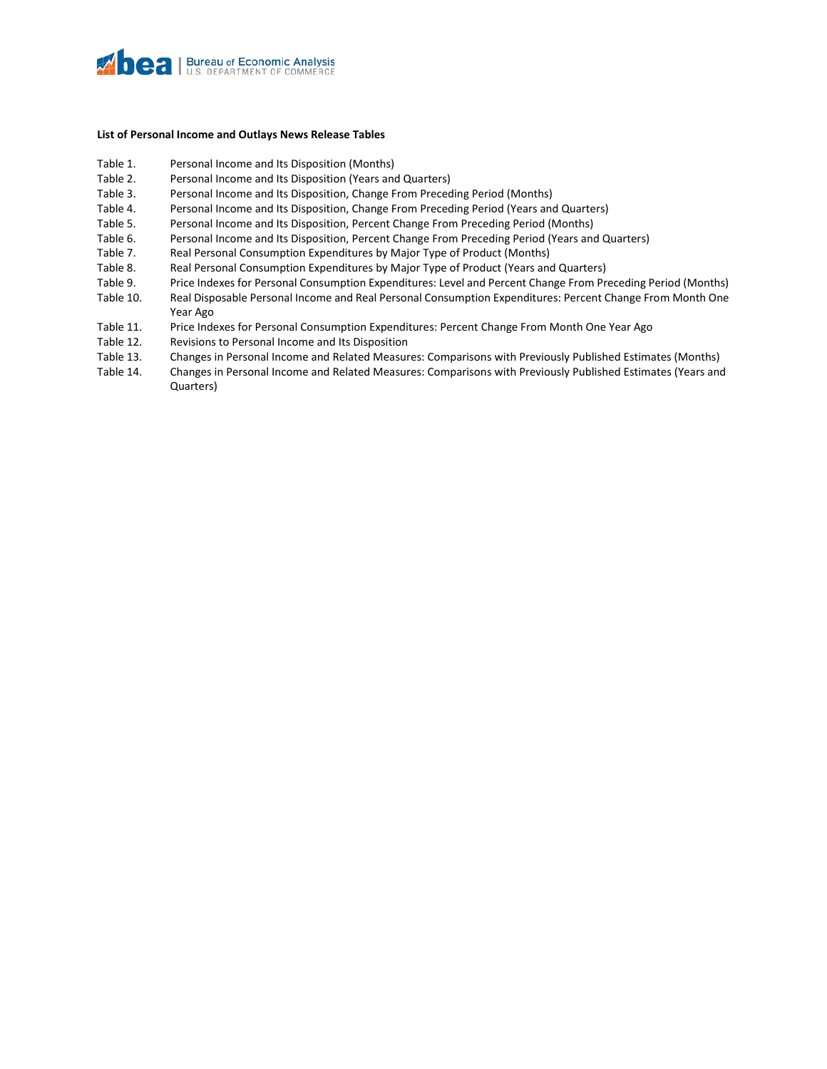**List of Personal Income and Outlays News Release Tables**

| | |
|---|---|
| Table 1. | Personal Income and Its Disposition (Months) |
| Table 2. | Personal Income and Its Disposition (Years and Quarters) |
| Table 3. | Personal Income and Its Disposition, Change From Preceding Period (Months) |
| Table 4. | Personal Income and Its Disposition, Change From Preceding Period (Years and Quarters) |
| Table 5. | Personal Income and Its Disposition, Percent Change From Preceding Period (Months) |
| Table 6. | Personal Income and Its Disposition, Percent Change From Preceding Period (Years and Quarters) |
| Table 7. | Real Personal Consumption Expenditures by Major Type of Product (Months) |
| Table 8. | Real Personal Consumption Expenditures by Major Type of Product (Years and Quarters) |
| Table 9. | Price Indexes for Personal Consumption Expenditures: Level and Percent Change From Preceding Period (Months) |
| Table 10. | Real Disposable Personal Income and Real Personal Consumption Expenditures: Percent Change From Month One Year Ago |
| Table 11. | Price Indexes for Personal Consumption Expenditures: Percent Change From Month One Year Ago |
| Table 12. | Revisions to Personal Income and Its Disposition |
| Table 13. | Changes in Personal Income and Related Measures: Comparisons with Previously Published Estimates (Months) |
| Table 14. | Changes in Personal Income and Related Measures: Comparisons with Previously Published Estimates (Years and Quarters) |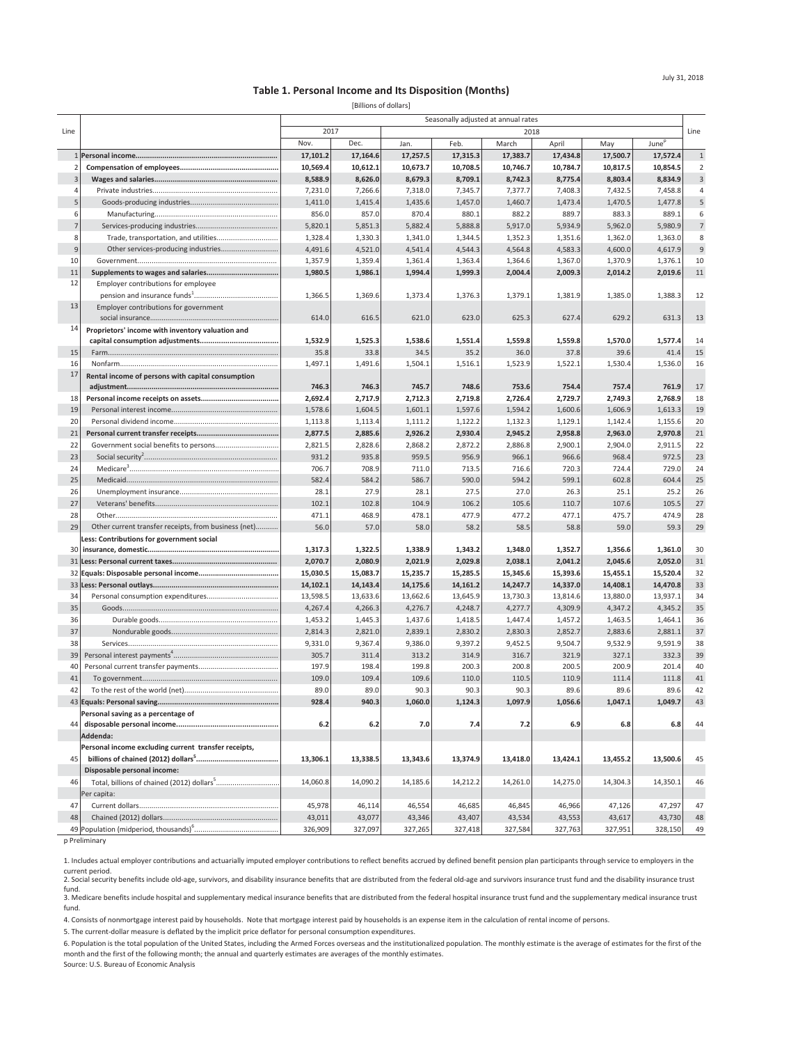July 31, 2018

# Table 1. Personal Income and Its Disposition (Months)

[Billions of dollars]

| Line | | Seasonally adjusted at annual rates | | | | | | | | Line |
|---|---|---|---|---|---|---|---|---|---|---|
| | | 2017 | | 2018 | | | | | | |
| | | Nov. | Dec. | Jan. | Feb. | March | April | May | June[p] | |
| 1 | **Personal income** | **17,101.2** | **17,164.6** | **17,257.5** | **17,315.3** | **17,383.7** | **17,434.8** | **17,500.7** | **17,572.4** | 1 |
| 2 | **Compensation of employees** | **10,569.4** | **10,612.1** | **10,673.7** | **10,708.5** | **10,746.7** | **10,784.7** | **10,817.5** | **10,854.5** | 2 |
| 3 | **Wages and salaries** | **8,588.9** | **8,626.0** | **8,679.3** | **8,709.1** | **8,742.3** | **8,775.4** | **8,803.4** | **8,834.9** | 3 |
| 4 | Private industries | 7,231.0 | 7,266.6 | 7,318.0 | 7,345.7 | 7,377.7 | 7,408.3 | 7,432.5 | 7,458.8 | 4 |
| 5 | Goods-producing industries | 1,411.0 | 1,415.4 | 1,435.6 | 1,457.0 | 1,460.7 | 1,473.4 | 1,470.5 | 1,477.8 | 5 |
| 6 | Manufacturing | 856.0 | 857.0 | 870.4 | 880.1 | 882.2 | 889.7 | 883.3 | 889.1 | 6 |
| 7 | Services-producing industries | 5,820.1 | 5,851.3 | 5,882.4 | 5,888.8 | 5,917.0 | 5,934.9 | 5,962.0 | 5,980.9 | 7 |
| 8 | Trade, transportation, and utilities | 1,328.4 | 1,330.3 | 1,341.0 | 1,344.5 | 1,352.3 | 1,351.6 | 1,362.0 | 1,363.0 | 8 |
| 9 | Other services-producing industries | 4,491.6 | 4,521.0 | 4,541.4 | 4,544.3 | 4,564.8 | 4,583.3 | 4,600.0 | 4,617.9 | 9 |
| 10 | Government | 1,357.9 | 1,359.4 | 1,361.4 | 1,363.4 | 1,364.6 | 1,367.0 | 1,370.9 | 1,376.1 | 10 |
| 11 | **Supplements to wages and salaries** | **1,980.5** | **1,986.1** | **1,994.4** | **1,999.3** | **2,004.4** | **2,009.3** | **2,014.2** | **2,019.6** | 11 |
| 12 | Employer contributions for employee pension and insurance funds[1] | 1,366.5 | 1,369.6 | 1,373.4 | 1,376.3 | 1,379.1 | 1,381.9 | 1,385.0 | 1,388.3 | 12 |
| 13 | Employer contributions for government social insurance | 614.0 | 616.5 | 621.0 | 623.0 | 625.3 | 627.4 | 629.2 | 631.3 | 13 |
| 14 | **Proprietors' income with inventory valuation and capital consumption adjustments** | **1,532.9** | **1,525.3** | **1,538.6** | **1,551.4** | **1,559.8** | **1,559.8** | **1,570.0** | **1,577.4** | 14 |
| 15 | Farm | 35.8 | 33.8 | 34.5 | 35.2 | 36.0 | 37.8 | 39.6 | 41.4 | 15 |
| 16 | Nonfarm | 1,497.1 | 1,491.6 | 1,504.1 | 1,516.1 | 1,523.9 | 1,522.1 | 1,530.4 | 1,536.0 | 16 |
| 17 | **Rental income of persons with capital consumption adjustment** | **746.3** | **746.3** | **745.7** | **748.6** | **753.6** | **754.4** | **757.4** | **761.9** | 17 |
| 18 | **Personal income receipts on assets** | **2,692.4** | **2,717.9** | **2,712.3** | **2,719.8** | **2,726.4** | **2,729.7** | **2,749.3** | **2,768.9** | 18 |
| 19 | Personal interest income | 1,578.6 | 1,604.5 | 1,601.1 | 1,597.6 | 1,594.2 | 1,600.6 | 1,606.9 | 1,613.3 | 19 |
| 20 | Personal dividend income | 1,113.8 | 1,113.4 | 1,111.2 | 1,122.2 | 1,132.3 | 1,129.1 | 1,142.4 | 1,155.6 | 20 |
| 21 | **Personal current transfer receipts** | **2,877.5** | **2,885.6** | **2,926.2** | **2,930.4** | **2,945.2** | **2,958.8** | **2,963.0** | **2,970.8** | 21 |
| 22 | Government social benefits to persons | 2,821.5 | 2,828.6 | 2,868.2 | 2,872.2 | 2,886.8 | 2,900.1 | 2,904.0 | 2,911.5 | 22 |
| 23 | Social security[2] | 931.2 | 935.8 | 959.5 | 956.9 | 966.1 | 966.6 | 968.4 | 972.5 | 23 |
| 24 | Medicare[3] | 706.7 | 708.9 | 711.0 | 713.5 | 716.6 | 720.3 | 724.4 | 729.0 | 24 |
| 25 | Medicaid | 582.4 | 584.2 | 586.7 | 590.0 | 594.2 | 599.1 | 602.8 | 604.4 | 25 |
| 26 | Unemployment insurance | 28.1 | 27.9 | 28.1 | 27.5 | 27.0 | 26.3 | 25.1 | 25.2 | 26 |
| 27 | Veterans' benefits | 102.1 | 102.8 | 104.9 | 106.2 | 105.6 | 110.7 | 107.6 | 105.5 | 27 |
| 28 | Other | 471.1 | 468.9 | 478.1 | 477.9 | 477.2 | 477.1 | 475.7 | 474.9 | 28 |
| 29 | Other current transfer receipts, from business (net) | 56.0 | 57.0 | 58.0 | 58.2 | 58.5 | 58.8 | 59.0 | 59.3 | 29 |
| 30 | **Less: Contributions for government social insurance, domestic** | **1,317.3** | **1,322.5** | **1,338.9** | **1,343.2** | **1,348.0** | **1,352.7** | **1,356.6** | **1,361.0** | 30 |
| 31 | **Less: Personal current taxes** | **2,070.7** | **2,080.9** | **2,021.9** | **2,029.8** | **2,038.1** | **2,041.2** | **2,045.6** | **2,052.0** | 31 |
| 32 | **Equals: Disposable personal income** | **15,030.5** | **15,083.7** | **15,235.7** | **15,285.5** | **15,345.6** | **15,393.6** | **15,455.1** | **15,520.4** | 32 |
| 33 | **Less: Personal outlays** | **14,102.1** | **14,143.4** | **14,175.6** | **14,161.2** | **14,247.7** | **14,337.0** | **14,408.1** | **14,470.8** | 33 |
| 34 | Personal consumption expenditures | 13,598.5 | 13,633.6 | 13,662.6 | 13,645.9 | 13,730.3 | 13,814.6 | 13,880.0 | 13,937.1 | 34 |
| 35 | Goods | 4,267.4 | 4,266.3 | 4,276.7 | 4,248.7 | 4,277.7 | 4,309.9 | 4,347.2 | 4,345.2 | 35 |
| 36 | Durable goods | 1,453.2 | 1,445.3 | 1,437.6 | 1,418.5 | 1,447.4 | 1,457.2 | 1,463.5 | 1,464.1 | 36 |
| 37 | Nondurable goods | 2,814.3 | 2,821.0 | 2,839.1 | 2,830.2 | 2,830.3 | 2,852.7 | 2,883.6 | 2,881.1 | 37 |
| 38 | Services | 9,331.0 | 9,367.4 | 9,386.0 | 9,397.2 | 9,452.5 | 9,504.7 | 9,532.9 | 9,591.9 | 38 |
| 39 | Personal interest payments[4] | 305.7 | 311.4 | 313.2 | 314.9 | 316.7 | 321.9 | 327.1 | 332.3 | 39 |
| 40 | Personal current transfer payments | 197.9 | 198.4 | 199.8 | 200.3 | 200.8 | 200.5 | 200.9 | 201.4 | 40 |
| 41 | To government | 109.0 | 109.4 | 109.6 | 110.0 | 110.5 | 110.9 | 111.4 | 111.8 | 41 |
| 42 | To the rest of the world (net) | 89.0 | 89.0 | 90.3 | 90.3 | 90.3 | 89.6 | 89.6 | 89.6 | 42 |
| 43 | **Equals: Personal saving** | **928.4** | **940.3** | **1,060.0** | **1,124.3** | **1,097.9** | **1,056.6** | **1,047.1** | **1,049.7** | 43 |
| 44 | **Personal saving as a percentage of disposable personal income** | **6.2** | **6.2** | **7.0** | **7.4** | **7.2** | **6.9** | **6.8** | **6.8** | 44 |
| | **Addenda:** | | | | | | | | | |
| 45 | **Personal income excluding current transfer receipts, billions of chained (2012) dollars[5]** | **13,306.1** | **13,338.5** | **13,343.6** | **13,374.9** | **13,418.0** | **13,424.1** | **13,455.2** | **13,500.6** | 45 |
| | **Disposable personal income:** | | | | | | | | | |
| 46 | Total, billions of chained (2012) dollars[5] | 14,060.8 | 14,090.2 | 14,185.6 | 14,212.2 | 14,261.0 | 14,275.0 | 14,304.3 | 14,350.1 | 46 |
| | Per capita: | | | | | | | | | |
| 47 | Current dollars | 45,978 | 46,114 | 46,554 | 46,685 | 46,845 | 46,966 | 47,126 | 47,297 | 47 |
| 48 | Chained (2012) dollars | 43,011 | 43,077 | 43,346 | 43,407 | 43,534 | 43,553 | 43,617 | 43,730 | 48 |
| 49 | Population (midperiod, thousands)[6] | 326,909 | 327,097 | 327,265 | 327,418 | 327,584 | 327,763 | 327,951 | 328,150 | 49 |

p Preliminary

1. Includes actual employer contributions and actuarially imputed employer contributions to reflect benefits accrued by defined benefit pension plan participants through service to employers in the current period.
2. Social security benefits include old-age, survivors, and disability insurance benefits that are distributed from the federal old-age and survivors insurance trust fund and the disability insurance trust fund.
3. Medicare benefits include hospital and supplementary medical insurance benefits that are distributed from the federal hospital insurance trust fund and the supplementary medical insurance trust fund.
4. Consists of nonmortgage interest paid by households. Note that mortgage interest paid by households is an expense item in the calculation of rental income of persons.
5. The current-dollar measure is deflated by the implicit price deflator for personal consumption expenditures.
6. Population is the total population of the United States, including the Armed Forces overseas and the institutionalized population. The monthly estimate is the average of estimates for the first of the month and the first of the following month; the annual and quarterly estimates are averages of the monthly estimates.

Source: U.S. Bureau of Economic Analysis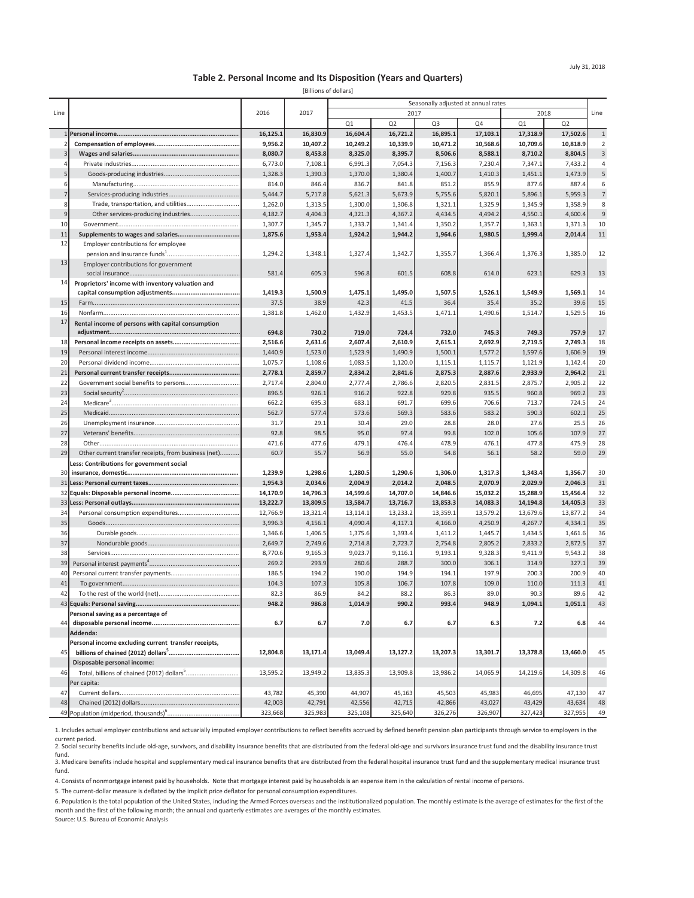July 31, 2018

# Table 2. Personal Income and Its Disposition (Years and Quarters)

[Billions of dollars]

| Line | | 2016 | 2017 | Seasonally adjusted at annual rates | | | | | | Line |
|---|---|---|---|---|---|---|---|---|---|---|
| | | | | 2017 | | | | 2018 | | |
| | | | | Q1 | Q2 | Q3 | Q4 | Q1 | Q2 | |
| 1 | **Personal income** | **16,125.1** | **16,830.9** | **16,604.4** | **16,721.2** | **16,895.1** | **17,103.1** | **17,318.9** | **17,502.6** | 1 |
| 2 | **Compensation of employees** | **9,956.2** | **10,407.2** | **10,249.2** | **10,339.9** | **10,471.2** | **10,568.6** | **10,709.6** | **10,818.9** | 2 |
| 3 | **Wages and salaries** | **8,080.7** | **8,453.8** | **8,325.0** | **8,395.7** | **8,506.6** | **8,588.1** | **8,710.2** | **8,804.5** | 3 |
| 4 | Private industries | 6,773.0 | 7,108.1 | 6,991.3 | 7,054.3 | 7,156.3 | 7,230.4 | 7,347.1 | 7,433.2 | 4 |
| 5 | Goods-producing industries | 1,328.3 | 1,390.3 | 1,370.0 | 1,380.4 | 1,400.7 | 1,410.3 | 1,451.1 | 1,473.9 | 5 |
| 6 | Manufacturing | 814.0 | 846.4 | 836.7 | 841.8 | 851.2 | 855.9 | 877.6 | 887.4 | 6 |
| 7 | Services-producing industries | 5,444.7 | 5,717.8 | 5,621.3 | 5,673.9 | 5,755.6 | 5,820.1 | 5,896.1 | 5,959.3 | 7 |
| 8 | Trade, transportation, and utilities | 1,262.0 | 1,313.5 | 1,300.0 | 1,306.8 | 1,321.1 | 1,325.9 | 1,345.9 | 1,358.9 | 8 |
| 9 | Other services-producing industries | 4,182.7 | 4,404.3 | 4,321.3 | 4,367.2 | 4,434.5 | 4,494.2 | 4,550.1 | 4,600.4 | 9 |
| 10 | Government | 1,307.7 | 1,345.7 | 1,333.7 | 1,341.4 | 1,350.2 | 1,357.7 | 1,363.1 | 1,371.3 | 10 |
| 11 | **Supplements to wages and salaries** | **1,875.6** | **1,953.4** | **1,924.2** | **1,944.2** | **1,964.6** | **1,980.5** | **1,999.4** | **2,014.4** | 11 |
| 12 | Employer contributions for employee pension and insurance funds[1] | 1,294.2 | 1,348.1 | 1,327.4 | 1,342.7 | 1,355.7 | 1,366.4 | 1,376.3 | 1,385.0 | 12 |
| 13 | Employer contributions for government social insurance | 581.4 | 605.3 | 596.8 | 601.5 | 608.8 | 614.0 | 623.1 | 629.3 | 13 |
| 14 | **Proprietors' income with inventory valuation and capital consumption adjustments** | **1,419.3** | **1,500.9** | **1,475.1** | **1,495.0** | **1,507.5** | **1,526.1** | **1,549.9** | **1,569.1** | 14 |
| 15 | Farm | 37.5 | 38.9 | 42.3 | 41.5 | 36.4 | 35.4 | 35.2 | 39.6 | 15 |
| 16 | Nonfarm | 1,381.8 | 1,462.0 | 1,432.9 | 1,453.5 | 1,471.1 | 1,490.6 | 1,514.7 | 1,529.5 | 16 |
| 17 | **Rental income of persons with capital consumption adjustment** | **694.8** | **730.2** | **719.0** | **724.4** | **732.0** | **745.3** | **749.3** | **757.9** | 17 |
| 18 | **Personal income receipts on assets** | **2,516.6** | **2,631.6** | **2,607.4** | **2,610.9** | **2,615.1** | **2,692.9** | **2,719.5** | **2,749.3** | 18 |
| 19 | Personal interest income | 1,440.9 | 1,523.0 | 1,523.9 | 1,490.9 | 1,500.1 | 1,577.2 | 1,597.6 | 1,606.9 | 19 |
| 20 | Personal dividend income | 1,075.7 | 1,108.6 | 1,083.5 | 1,120.0 | 1,115.1 | 1,115.7 | 1,121.9 | 1,142.4 | 20 |
| 21 | **Personal current transfer receipts** | **2,778.1** | **2,859.7** | **2,834.2** | **2,841.6** | **2,875.3** | **2,887.6** | **2,933.9** | **2,964.2** | 21 |
| 22 | Government social benefits to persons | 2,717.4 | 2,804.0 | 2,777.4 | 2,786.6 | 2,820.5 | 2,831.5 | 2,875.7 | 2,905.2 | 22 |
| 23 | Social security[2] | 896.5 | 926.1 | 916.2 | 922.8 | 929.8 | 935.5 | 960.8 | 969.2 | 23 |
| 24 | Medicare[3] | 662.2 | 695.3 | 683.1 | 691.7 | 699.6 | 706.6 | 713.7 | 724.5 | 24 |
| 25 | Medicaid | 562.7 | 577.4 | 573.6 | 569.3 | 583.6 | 583.2 | 590.3 | 602.1 | 25 |
| 26 | Unemployment insurance | 31.7 | 29.1 | 30.4 | 29.0 | 28.8 | 28.0 | 27.6 | 25.5 | 26 |
| 27 | Veterans' benefits | 92.8 | 98.5 | 95.0 | 97.4 | 99.8 | 102.0 | 105.6 | 107.9 | 27 |
| 28 | Other | 471.6 | 477.6 | 479.1 | 476.4 | 478.9 | 476.1 | 477.8 | 475.9 | 28 |
| 29 | Other current transfer receipts, from business (net) | 60.7 | 55.7 | 56.9 | 55.0 | 54.8 | 56.1 | 58.2 | 59.0 | 29 |
| 30 | **Less: Contributions for government social insurance, domestic** | **1,239.9** | **1,298.6** | **1,280.5** | **1,290.6** | **1,306.0** | **1,317.3** | **1,343.4** | **1,356.7** | 30 |
| 31 | **Less: Personal current taxes** | **1,954.3** | **2,034.6** | **2,004.9** | **2,014.2** | **2,048.5** | **2,070.9** | **2,029.9** | **2,046.3** | 31 |
| 32 | **Equals: Disposable personal income** | **14,170.9** | **14,796.3** | **14,599.6** | **14,707.0** | **14,846.6** | **15,032.2** | **15,288.9** | **15,456.4** | 32 |
| 33 | **Less: Personal outlays** | **13,222.7** | **13,809.5** | **13,584.7** | **13,716.7** | **13,853.3** | **14,083.3** | **14,194.8** | **14,405.3** | 33 |
| 34 | Personal consumption expenditures | 12,766.9 | 13,321.4 | 13,114.1 | 13,233.2 | 13,359.1 | 13,579.2 | 13,679.6 | 13,877.2 | 34 |
| 35 | Goods | 3,996.3 | 4,156.1 | 4,090.4 | 4,117.1 | 4,166.0 | 4,250.9 | 4,267.7 | 4,334.1 | 35 |
| 36 | Durable goods | 1,346.6 | 1,406.5 | 1,375.6 | 1,393.4 | 1,411.2 | 1,445.7 | 1,434.5 | 1,461.6 | 36 |
| 37 | Nondurable goods | 2,649.7 | 2,749.6 | 2,714.8 | 2,723.7 | 2,754.8 | 2,805.2 | 2,833.2 | 2,872.5 | 37 |
| 38 | Services | 8,770.6 | 9,165.3 | 9,023.7 | 9,116.1 | 9,193.1 | 9,328.3 | 9,411.9 | 9,543.2 | 38 |
| 39 | Personal interest payments[4] | 269.2 | 293.9 | 280.6 | 288.7 | 300.0 | 306.1 | 314.9 | 327.1 | 39 |
| 40 | Personal current transfer payments | 186.5 | 194.2 | 190.0 | 194.9 | 194.1 | 197.9 | 200.3 | 200.9 | 40 |
| 41 | To government | 104.3 | 107.3 | 105.8 | 106.7 | 107.8 | 109.0 | 110.0 | 111.3 | 41 |
| 42 | To the rest of the world (net) | 82.3 | 86.9 | 84.2 | 88.2 | 86.3 | 89.0 | 90.3 | 89.6 | 42 |
| 43 | **Equals: Personal saving** | **948.2** | **986.8** | **1,014.9** | **990.2** | **993.4** | **948.9** | **1,094.1** | **1,051.1** | 43 |
| 44 | **Personal saving as a percentage of disposable personal income** | **6.7** | **6.7** | **7.0** | **6.7** | **6.7** | **6.3** | **7.2** | **6.8** | 44 |
| | **Addenda:** | | | | | | | | | |
| 45 | **Personal income excluding current transfer receipts, billions of chained (2012) dollars[5]** | **12,804.8** | **13,171.4** | **13,049.4** | **13,127.2** | **13,207.3** | **13,301.7** | **13,378.8** | **13,460.0** | 45 |
| | **Disposable personal income:** | | | | | | | | | |
| 46 | Total, billions of chained (2012) dollars[5] | 13,595.2 | 13,949.2 | 13,835.3 | 13,909.8 | 13,986.2 | 14,065.9 | 14,219.6 | 14,309.8 | 46 |
| | Per capita: | | | | | | | | | |
| 47 | Current dollars | 43,782 | 45,390 | 44,907 | 45,163 | 45,503 | 45,983 | 46,695 | 47,130 | 47 |
| 48 | Chained (2012) dollars | 42,003 | 42,791 | 42,556 | 42,715 | 42,866 | 43,027 | 43,429 | 43,634 | 48 |
| 49 | Population (midperiod, thousands)[6] | 323,668 | 325,983 | 325,108 | 325,640 | 326,276 | 326,907 | 327,423 | 327,955 | 49 |

1. Includes actual employer contributions and actuarially imputed employer contributions to reflect benefits accrued by defined benefit pension plan participants through service to employers in the current period.
2. Social security benefits include old-age, survivors, and disability insurance benefits that are distributed from the federal old-age and survivors insurance trust fund and the disability insurance trust fund.
3. Medicare benefits include hospital and supplementary medical insurance benefits that are distributed from the federal hospital insurance trust fund and the supplementary medical insurance trust fund.
4. Consists of nonmortgage interest paid by households. Note that mortgage interest paid by households is an expense item in the calculation of rental income of persons.
5. The current-dollar measure is deflated by the implicit price deflator for personal consumption expenditures.
6. Population is the total population of the United States, including the Armed Forces overseas and the institutionalized population. The monthly estimate is the average of estimates for the first of the month and the first of the following month; the annual and quarterly estimates are averages of the monthly estimates.

Source: U.S. Bureau of Economic Analysis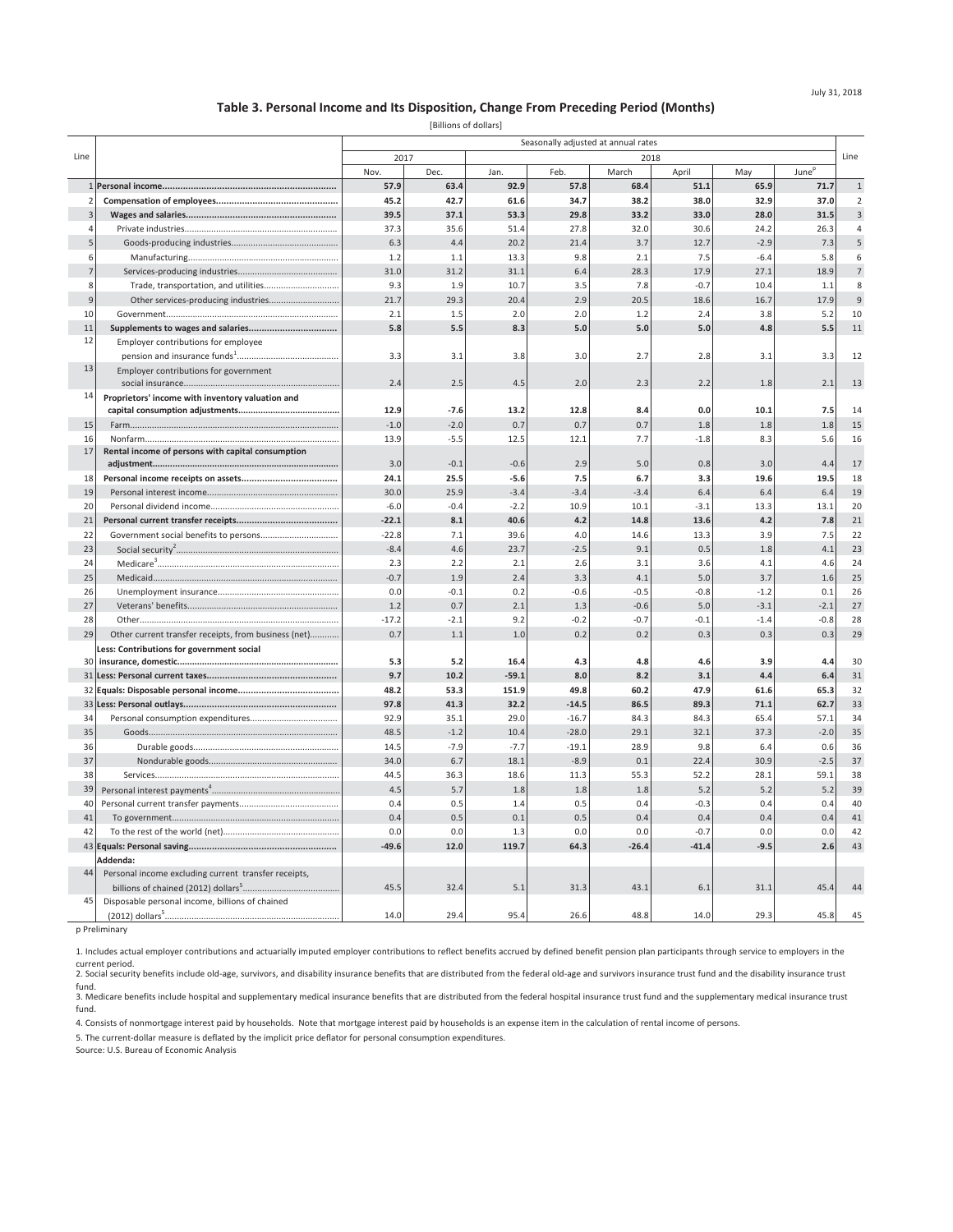July 31, 2018

## Table 3. Personal Income and Its Disposition, Change From Preceding Period (Months)

[Billions of dollars]

| Line | | Seasonally adjusted at annual rates | | | | | | | | Line |
|---|---|---|---|---|---|---|---|---|---|---|
| | | 2017 | | 2018 | | | | | | |
| | | Nov. | Dec. | Jan. | Feb. | March | April | May | June[p] | |
| 1 | **Personal income** | **57.9** | **63.4** | **92.9** | **57.8** | **68.4** | **51.1** | **65.9** | **71.7** | 1 |
| 2 | **Compensation of employees** | **45.2** | **42.7** | **61.6** | **34.7** | **38.2** | **38.0** | **32.9** | **37.0** | 2 |
| 3 | **Wages and salaries** | **39.5** | **37.1** | **53.3** | **29.8** | **33.2** | **33.0** | **28.0** | **31.5** | 3 |
| 4 | Private industries | 37.3 | 35.6 | 51.4 | 27.8 | 32.0 | 30.6 | 24.2 | 26.3 | 4 |
| 5 | Goods-producing industries | 6.3 | 4.4 | 20.2 | 21.4 | 3.7 | 12.7 | -2.9 | 7.3 | 5 |
| 6 | Manufacturing | 1.2 | 1.1 | 13.3 | 9.8 | 2.1 | 7.5 | -6.4 | 5.8 | 6 |
| 7 | Services-producing industries | 31.0 | 31.2 | 31.1 | 6.4 | 28.3 | 17.9 | 27.1 | 18.9 | 7 |
| 8 | Trade, transportation, and utilities | 9.3 | 1.9 | 10.7 | 3.5 | 7.8 | -0.7 | 10.4 | 1.1 | 8 |
| 9 | Other services-producing industries | 21.7 | 29.3 | 20.4 | 2.9 | 20.5 | 18.6 | 16.7 | 17.9 | 9 |
| 10 | Government | 2.1 | 1.5 | 2.0 | 2.0 | 1.2 | 2.4 | 3.8 | 5.2 | 10 |
| 11 | **Supplements to wages and salaries** | **5.8** | **5.5** | **8.3** | **5.0** | **5.0** | **5.0** | **4.8** | **5.5** | 11 |
| 12 | Employer contributions for employee pension and insurance funds[1] | 3.3 | 3.1 | 3.8 | 3.0 | 2.7 | 2.8 | 3.1 | 3.3 | 12 |
| 13 | Employer contributions for government social insurance | 2.4 | 2.5 | 4.5 | 2.0 | 2.3 | 2.2 | 1.8 | 2.1 | 13 |
| 14 | **Proprietors' income with inventory valuation and capital consumption adjustments** | **12.9** | **-7.6** | **13.2** | **12.8** | **8.4** | **0.0** | **10.1** | **7.5** | 14 |
| 15 | Farm | -1.0 | -2.0 | 0.7 | 0.7 | 0.7 | 1.8 | 1.8 | 1.8 | 15 |
| 16 | Nonfarm | 13.9 | -5.5 | 12.5 | 12.1 | 7.7 | -1.8 | 8.3 | 5.6 | 16 |
| 17 | **Rental income of persons with capital consumption adjustment** | 3.0 | -0.1 | -0.6 | 2.9 | 5.0 | 0.8 | 3.0 | 4.4 | 17 |
| 18 | **Personal income receipts on assets** | **24.1** | **25.5** | **-5.6** | **7.5** | **6.7** | **3.3** | **19.6** | **19.5** | 18 |
| 19 | Personal interest income | 30.0 | 25.9 | -3.4 | -3.4 | -3.4 | 6.4 | 6.4 | 6.4 | 19 |
| 20 | Personal dividend income | -6.0 | -0.4 | -2.2 | 10.9 | 10.1 | -3.1 | 13.3 | 13.1 | 20 |
| 21 | **Personal current transfer receipts** | **-22.1** | **8.1** | **40.6** | **4.2** | **14.8** | **13.6** | **4.2** | **7.8** | 21 |
| 22 | Government social benefits to persons | -22.8 | 7.1 | 39.6 | 4.0 | 14.6 | 13.3 | 3.9 | 7.5 | 22 |
| 23 | Social security[2] | -8.4 | 4.6 | 23.7 | -2.5 | 9.1 | 0.5 | 1.8 | 4.1 | 23 |
| 24 | Medicare[3] | 2.3 | 2.2 | 2.1 | 2.6 | 3.1 | 3.6 | 4.1 | 4.6 | 24 |
| 25 | Medicaid | -0.7 | 1.9 | 2.4 | 3.3 | 4.1 | 5.0 | 3.7 | 1.6 | 25 |
| 26 | Unemployment insurance | 0.0 | -0.1 | 0.2 | -0.6 | -0.5 | -0.8 | -1.2 | 0.1 | 26 |
| 27 | Veterans' benefits | 1.2 | 0.7 | 2.1 | 1.3 | -0.6 | 5.0 | -3.1 | -2.1 | 27 |
| 28 | Other | -17.2 | -2.1 | 9.2 | -0.2 | -0.7 | -0.1 | -1.4 | -0.8 | 28 |
| 29 | Other current transfer receipts, from business (net) | 0.7 | 1.1 | 1.0 | 0.2 | 0.2 | 0.3 | 0.3 | 0.3 | 29 |
| 30 | **Less: Contributions for government social insurance, domestic** | **5.3** | **5.2** | **16.4** | **4.3** | **4.8** | **4.6** | **3.9** | **4.4** | 30 |
| 31 | **Less: Personal current taxes** | **9.7** | **10.2** | **-59.1** | **8.0** | **8.2** | **3.1** | **4.4** | **6.4** | 31 |
| 32 | **Equals: Disposable personal income** | **48.2** | **53.3** | **151.9** | **49.8** | **60.2** | **47.9** | **61.6** | **65.3** | 32 |
| 33 | **Less: Personal outlays** | **97.8** | **41.3** | **32.2** | **-14.5** | **86.5** | **89.3** | **71.1** | **62.7** | 33 |
| 34 | Personal consumption expenditures | 92.9 | 35.1 | 29.0 | -16.7 | 84.3 | 84.3 | 65.4 | 57.1 | 34 |
| 35 | Goods | 48.5 | -1.2 | 10.4 | -28.0 | 29.1 | 32.1 | 37.3 | -2.0 | 35 |
| 36 | Durable goods | 14.5 | -7.9 | -7.7 | -19.1 | 28.9 | 9.8 | 6.4 | 0.6 | 36 |
| 37 | Nondurable goods | 34.0 | 6.7 | 18.1 | -8.9 | 0.1 | 22.4 | 30.9 | -2.5 | 37 |
| 38 | Services | 44.5 | 36.3 | 18.6 | 11.3 | 55.3 | 52.2 | 28.1 | 59.1 | 38 |
| 39 | Personal interest payments[4] | 4.5 | 5.7 | 1.8 | 1.8 | 1.8 | 5.2 | 5.2 | 5.2 | 39 |
| 40 | Personal current transfer payments | 0.4 | 0.5 | 1.4 | 0.5 | 0.4 | -0.3 | 0.4 | 0.4 | 40 |
| 41 | To government | 0.4 | 0.5 | 0.1 | 0.5 | 0.4 | 0.4 | 0.4 | 0.4 | 41 |
| 42 | To the rest of the world (net) | 0.0 | 0.0 | 1.3 | 0.0 | 0.0 | -0.7 | 0.0 | 0.0 | 42 |
| 43 | **Equals: Personal saving** | **-49.6** | **12.0** | **119.7** | **64.3** | **-26.4** | **-41.4** | **-9.5** | **2.6** | 43 |
| | **Addenda:** | | | | | | | | | |
| 44 | Personal income excluding current transfer receipts, billions of chained (2012) dollars[5] | 45.5 | 32.4 | 5.1 | 31.3 | 43.1 | 6.1 | 31.1 | 45.4 | 44 |
| 45 | Disposable personal income, billions of chained (2012) dollars[5] | 14.0 | 29.4 | 95.4 | 26.6 | 48.8 | 14.0 | 29.3 | 45.8 | 45 |

p Preliminary

1. Includes actual employer contributions and actuarially imputed employer contributions to reflect benefits accrued by defined benefit pension plan participants through service to employers in the current period.
2. Social security benefits include old-age, survivors, and disability insurance benefits that are distributed from the federal old-age and survivors insurance trust fund and the disability insurance trust fund.
3. Medicare benefits include hospital and supplementary medical insurance benefits that are distributed from the federal hospital insurance trust fund and the supplementary medical insurance trust fund.
4. Consists of nonmortgage interest paid by households. Note that mortgage interest paid by households is an expense item in the calculation of rental income of persons.
5. The current-dollar measure is deflated by the implicit price deflator for personal consumption expenditures.

Source: U.S. Bureau of Economic Analysis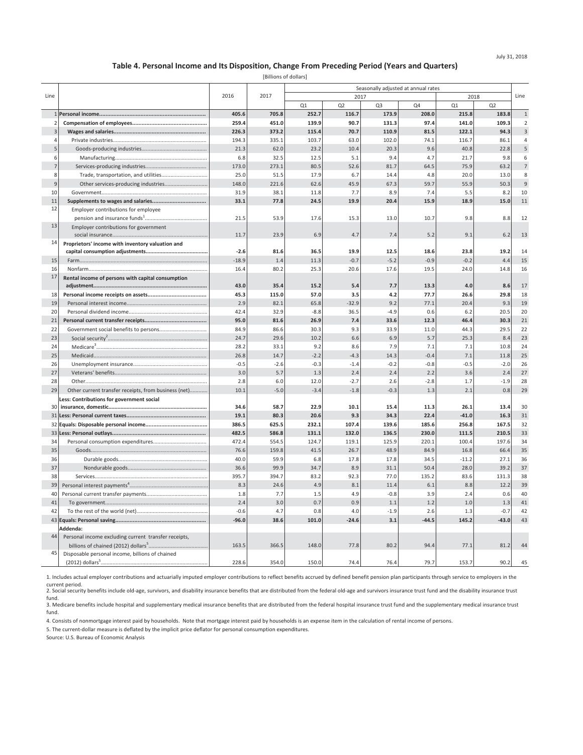July 31, 2018

## Table 4. Personal Income and Its Disposition, Change From Preceding Period (Years and Quarters)

[Billions of dollars]

| Line | | 2016 | 2017 | Seasonally adjusted at annual rates | | | | | | Line |
|---|---|---|---|---|---|---|---|---|---|---|
| | | | | 2017 | | | | 2018 | | |
| | | | | Q1 | Q2 | Q3 | Q4 | Q1 | Q2 | |
| 1 | **Personal income** | **405.6** | **705.8** | **252.7** | **116.7** | **173.9** | **208.0** | **215.8** | **183.8** | 1 |
| 2 | **Compensation of employees** | **259.4** | **451.0** | **139.9** | **90.7** | **131.3** | **97.4** | **141.0** | **109.3** | 2 |
| 3 | **Wages and salaries** | **226.3** | **373.2** | **115.4** | **70.7** | **110.9** | **81.5** | **122.1** | **94.3** | 3 |
| 4 | Private industries | 194.3 | 335.1 | 103.7 | 63.0 | 102.0 | 74.1 | 116.7 | 86.1 | 4 |
| 5 | Goods-producing industries | 21.3 | 62.0 | 23.2 | 10.4 | 20.3 | 9.6 | 40.8 | 22.8 | 5 |
| 6 | Manufacturing | 6.8 | 32.5 | 12.5 | 5.1 | 9.4 | 4.7 | 21.7 | 9.8 | 6 |
| 7 | Services-producing industries | 173.0 | 273.1 | 80.5 | 52.6 | 81.7 | 64.5 | 75.9 | 63.2 | 7 |
| 8 | Trade, transportation, and utilities | 25.0 | 51.5 | 17.9 | 6.7 | 14.4 | 4.8 | 20.0 | 13.0 | 8 |
| 9 | Other services-producing industries | 148.0 | 221.6 | 62.6 | 45.9 | 67.3 | 59.7 | 55.9 | 50.3 | 9 |
| 10 | Government | 31.9 | 38.1 | 11.8 | 7.7 | 8.9 | 7.4 | 5.5 | 8.2 | 10 |
| 11 | **Supplements to wages and salaries** | **33.1** | **77.8** | **24.5** | **19.9** | **20.4** | **15.9** | **18.9** | **15.0** | 11 |
| 12 | Employer contributions for employee pension and insurance funds[1] | 21.5 | 53.9 | 17.6 | 15.3 | 13.0 | 10.7 | 9.8 | 8.8 | 12 |
| 13 | Employer contributions for government social insurance | 11.7 | 23.9 | 6.9 | 4.7 | 7.4 | 5.2 | 9.1 | 6.2 | 13 |
| 14 | **Proprietors' income with inventory valuation and capital consumption adjustments** | **-2.6** | **81.6** | **36.5** | **19.9** | **12.5** | **18.6** | **23.8** | **19.2** | 14 |
| 15 | Farm | -18.9 | 1.4 | 11.3 | -0.7 | -5.2 | -0.9 | -0.2 | 4.4 | 15 |
| 16 | Nonfarm | 16.4 | 80.2 | 25.3 | 20.6 | 17.6 | 19.5 | 24.0 | 14.8 | 16 |
| 17 | **Rental income of persons with capital consumption adjustment** | **43.0** | **35.4** | **15.2** | **5.4** | **7.7** | **13.3** | **4.0** | **8.6** | 17 |
| 18 | **Personal income receipts on assets** | **45.3** | **115.0** | **57.0** | **3.5** | **4.2** | **77.7** | **26.6** | **29.8** | 18 |
| 19 | Personal interest income | 2.9 | 82.1 | 65.8 | -32.9 | 9.2 | 77.1 | 20.4 | 9.3 | 19 |
| 20 | Personal dividend income | 42.4 | 32.9 | -8.8 | 36.5 | -4.9 | 0.6 | 6.2 | 20.5 | 20 |
| 21 | **Personal current transfer receipts** | **95.0** | **81.6** | **26.9** | **7.4** | **33.6** | **12.3** | **46.4** | **30.3** | 21 |
| 22 | Government social benefits to persons | 84.9 | 86.6 | 30.3 | 9.3 | 33.9 | 11.0 | 44.3 | 29.5 | 22 |
| 23 | Social security[2] | 24.7 | 29.6 | 10.2 | 6.6 | 6.9 | 5.7 | 25.3 | 8.4 | 23 |
| 24 | Medicare[3] | 28.2 | 33.1 | 9.2 | 8.6 | 7.9 | 7.1 | 7.1 | 10.8 | 24 |
| 25 | Medicaid | 26.8 | 14.7 | -2.2 | -4.3 | 14.3 | -0.4 | 7.1 | 11.8 | 25 |
| 26 | Unemployment insurance | -0.5 | -2.6 | -0.3 | -1.4 | -0.2 | -0.8 | -0.5 | -2.0 | 26 |
| 27 | Veterans' benefits | 3.0 | 5.7 | 1.3 | 2.4 | 2.4 | 2.2 | 3.6 | 2.4 | 27 |
| 28 | Other | 2.8 | 6.0 | 12.0 | -2.7 | 2.6 | -2.8 | 1.7 | -1.9 | 28 |
| 29 | Other current transfer receipts, from business (net) | 10.1 | -5.0 | -3.4 | -1.8 | -0.3 | 1.3 | 2.1 | 0.8 | 29 |
| 30 | **Less: Contributions for government social insurance, domestic** | **34.6** | **58.7** | **22.9** | **10.1** | **15.4** | **11.3** | **26.1** | **13.4** | 30 |
| 31 | **Less: Personal current taxes** | **19.1** | **80.3** | **20.6** | **9.3** | **34.3** | **22.4** | **-41.0** | **16.3** | 31 |
| 32 | **Equals: Disposable personal income** | **386.5** | **625.5** | **232.1** | **107.4** | **139.6** | **185.6** | **256.8** | **167.5** | 32 |
| 33 | **Less: Personal outlays** | **482.5** | **586.8** | **131.1** | **132.0** | **136.5** | **230.0** | **111.5** | **210.5** | 33 |
| 34 | Personal consumption expenditures | 472.4 | 554.5 | 124.7 | 119.1 | 125.9 | 220.1 | 100.4 | 197.6 | 34 |
| 35 | Goods | 76.6 | 159.8 | 41.5 | 26.7 | 48.9 | 84.9 | 16.8 | 66.4 | 35 |
| 36 | Durable goods | 40.0 | 59.9 | 6.8 | 17.8 | 17.8 | 34.5 | -11.2 | 27.1 | 36 |
| 37 | Nondurable goods | 36.6 | 99.9 | 34.7 | 8.9 | 31.1 | 50.4 | 28.0 | 39.2 | 37 |
| 38 | Services | 395.7 | 394.7 | 83.2 | 92.3 | 77.0 | 135.2 | 83.6 | 131.3 | 38 |
| 39 | Personal interest payments[4] | 8.3 | 24.6 | 4.9 | 8.1 | 11.4 | 6.1 | 8.8 | 12.2 | 39 |
| 40 | Personal current transfer payments | 1.8 | 7.7 | 1.5 | 4.9 | -0.8 | 3.9 | 2.4 | 0.6 | 40 |
| 41 | To government | 2.4 | 3.0 | 0.7 | 0.9 | 1.1 | 1.2 | 1.0 | 1.3 | 41 |
| 42 | To the rest of the world (net) | -0.6 | 4.7 | 0.8 | 4.0 | -1.9 | 2.6 | 1.3 | -0.7 | 42 |
| 43 | **Equals: Personal saving** | **-96.0** | **38.6** | **101.0** | **-24.6** | **3.1** | **-44.5** | **145.2** | **-43.0** | 43 |
| | **Addenda:** | | | | | | | | | |
| 44 | Personal income excluding current transfer receipts, billions of chained (2012) dollars[5] | 163.5 | 366.5 | 148.0 | 77.8 | 80.2 | 94.4 | 77.1 | 81.2 | 44 |
| 45 | Disposable personal income, billions of chained (2012) dollars[5] | 228.6 | 354.0 | 150.0 | 74.4 | 76.4 | 79.7 | 153.7 | 90.2 | 45 |

1. Includes actual employer contributions and actuarially imputed employer contributions to reflect benefits accrued by defined benefit pension plan participants through service to employers in the current period.
2. Social security benefits include old-age, survivors, and disability insurance benefits that are distributed from the federal old-age and survivors insurance trust fund and the disability insurance trust fund.
3. Medicare benefits include hospital and supplementary medical insurance benefits that are distributed from the federal hospital insurance trust fund and the supplementary medical insurance trust fund.
4. Consists of nonmortgage interest paid by households. Note that mortgage interest paid by households is an expense item in the calculation of rental income of persons.
5. The current-dollar measure is deflated by the implicit price deflator for personal consumption expenditures.

Source: U.S. Bureau of Economic Analysis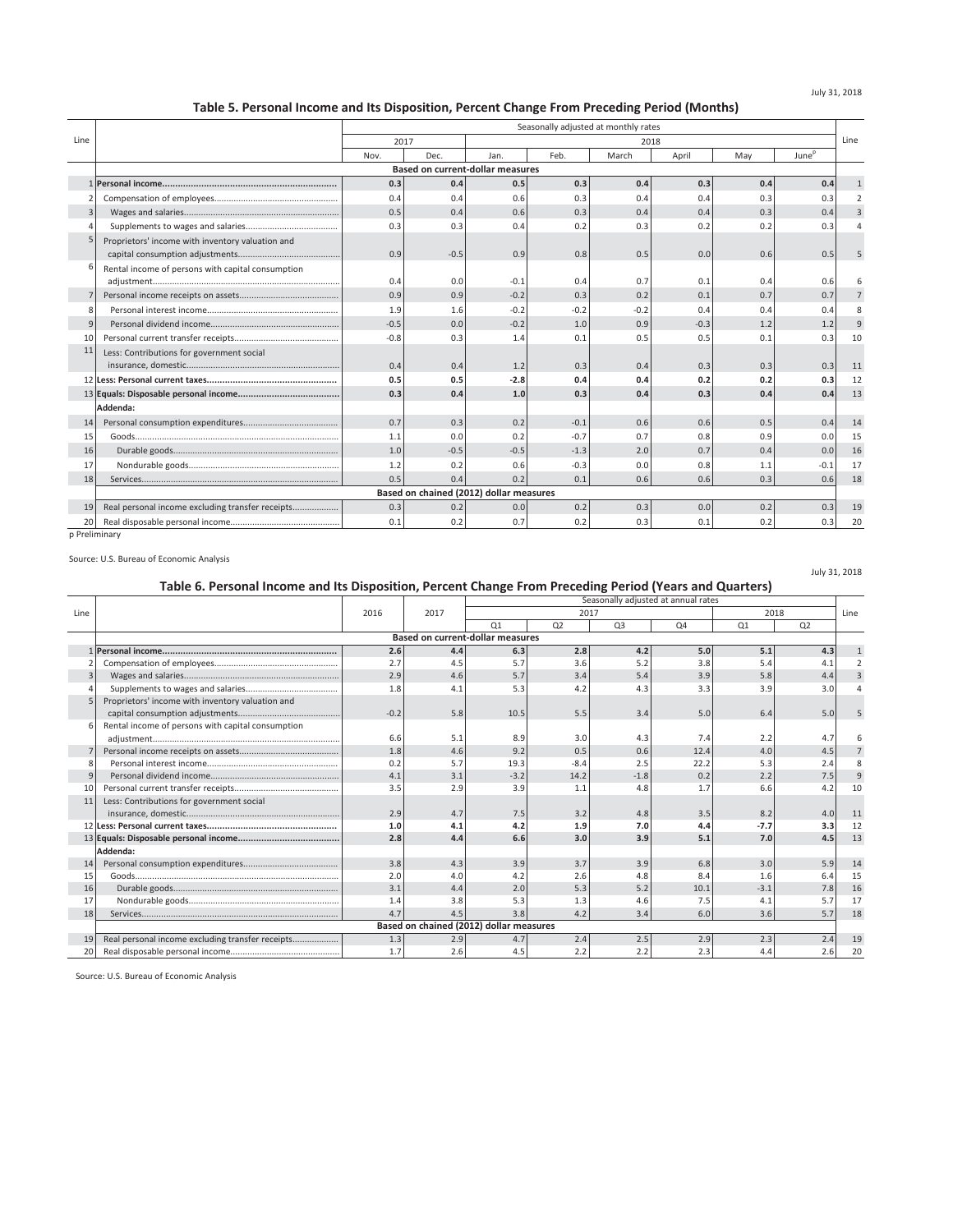July 31, 2018

## Table 5. Personal Income and Its Disposition, Percent Change From Preceding Period (Months)

| Line | | Seasonally adjusted at monthly rates | | | | | | | | Line |
|---|---|---|---|---|---|---|---|---|---|---|
| | | 2017 | | 2018 | | | | | | |
| | | Nov. | Dec. | Jan. | Feb. | March | April | May | June[p] | |
| | | **Based on current-dollar measures** | | | | | | | | |
| 1 | **Personal income** | **0.3** | **0.4** | **0.5** | **0.3** | **0.4** | **0.3** | **0.4** | **0.4** | 1 |
| 2 | Compensation of employees | 0.4 | 0.4 | 0.6 | 0.3 | 0.4 | 0.4 | 0.3 | 0.3 | 2 |
| 3 | Wages and salaries | 0.5 | 0.4 | 0.6 | 0.3 | 0.4 | 0.4 | 0.3 | 0.4 | 3 |
| 4 | Supplements to wages and salaries | 0.3 | 0.3 | 0.4 | 0.2 | 0.3 | 0.2 | 0.2 | 0.3 | 4 |
| 5 | Proprietors' income with inventory valuation and capital consumption adjustments | 0.9 | -0.5 | 0.9 | 0.8 | 0.5 | 0.0 | 0.6 | 0.5 | 5 |
| 6 | Rental income of persons with capital consumption adjustment | 0.4 | 0.0 | -0.1 | 0.4 | 0.7 | 0.1 | 0.4 | 0.6 | 6 |
| 7 | Personal income receipts on assets | 0.9 | 0.9 | -0.2 | 0.3 | 0.2 | 0.1 | 0.7 | 0.7 | 7 |
| 8 | Personal interest income | 1.9 | 1.6 | -0.2 | -0.2 | -0.2 | 0.4 | 0.4 | 0.4 | 8 |
| 9 | Personal dividend income | -0.5 | 0.0 | -0.2 | 1.0 | 0.9 | -0.3 | 1.2 | 1.2 | 9 |
| 10 | Personal current transfer receipts | -0.8 | 0.3 | 1.4 | 0.1 | 0.5 | 0.5 | 0.1 | 0.3 | 10 |
| 11 | Less: Contributions for government social insurance, domestic | 0.4 | 0.4 | 1.2 | 0.3 | 0.4 | 0.3 | 0.3 | 0.3 | 11 |
| 12 | **Less: Personal current taxes** | **0.5** | **0.5** | **-2.8** | **0.4** | **0.4** | **0.2** | **0.2** | **0.3** | 12 |
| 13 | **Equals: Disposable personal income** | **0.3** | **0.4** | **1.0** | **0.3** | **0.4** | **0.3** | **0.4** | **0.4** | 13 |
| | **Addenda:** | | | | | | | | | |
| 14 | Personal consumption expenditures | 0.7 | 0.3 | 0.2 | -0.1 | 0.6 | 0.6 | 0.5 | 0.4 | 14 |
| 15 | Goods | 1.1 | 0.0 | 0.2 | -0.7 | 0.7 | 0.8 | 0.9 | 0.0 | 15 |
| 16 | Durable goods | 1.0 | -0.5 | -0.5 | -1.3 | 2.0 | 0.7 | 0.4 | 0.0 | 16 |
| 17 | Nondurable goods | 1.2 | 0.2 | 0.6 | -0.3 | 0.0 | 0.8 | 1.1 | -0.1 | 17 |
| 18 | Services | 0.5 | 0.4 | 0.2 | 0.1 | 0.6 | 0.6 | 0.3 | 0.6 | 18 |
| | | **Based on chained (2012) dollar measures** | | | | | | | | |
| 19 | Real personal income excluding transfer receipts | 0.3 | 0.2 | 0.0 | 0.2 | 0.3 | 0.0 | 0.2 | 0.3 | 19 |
| 20 | Real disposable personal income | 0.1 | 0.2 | 0.7 | 0.2 | 0.3 | 0.1 | 0.2 | 0.3 | 20 |

p Preliminary

Source: U.S. Bureau of Economic Analysis

July 31, 2018

## Table 6. Personal Income and Its Disposition, Percent Change From Preceding Period (Years and Quarters)

| Line | | 2016 | 2017 | Seasonally adjusted at annual rates | | | | | | Line |
|---|---|---|---|---|---|---|---|---|---|---|
| | | | | 2017 | | | | 2018 | | |
| | | | | Q1 | Q2 | Q3 | Q4 | Q1 | Q2 | |
| | | **Based on current-dollar measures** | | | | | | | | |
| 1 | **Personal income** | **2.6** | **4.4** | **6.3** | **2.8** | **4.2** | **5.0** | **5.1** | **4.3** | 1 |
| 2 | Compensation of employees | 2.7 | 4.5 | 5.7 | 3.6 | 5.2 | 3.8 | 5.4 | 4.1 | 2 |
| 3 | Wages and salaries | 2.9 | 4.6 | 5.7 | 3.4 | 5.4 | 3.9 | 5.8 | 4.4 | 3 |
| 4 | Supplements to wages and salaries | 1.8 | 4.1 | 5.3 | 4.2 | 4.3 | 3.3 | 3.9 | 3.0 | 4 |
| 5 | Proprietors' income with inventory valuation and capital consumption adjustments | -0.2 | 5.8 | 10.5 | 5.5 | 3.4 | 5.0 | 6.4 | 5.0 | 5 |
| 6 | Rental income of persons with capital consumption adjustment | 6.6 | 5.1 | 8.9 | 3.0 | 4.3 | 7.4 | 2.2 | 4.7 | 6 |
| 7 | Personal income receipts on assets | 1.8 | 4.6 | 9.2 | 0.5 | 0.6 | 12.4 | 4.0 | 4.5 | 7 |
| 8 | Personal interest income | 0.2 | 5.7 | 19.3 | -8.4 | 2.5 | 22.2 | 5.3 | 2.4 | 8 |
| 9 | Personal dividend income | 4.1 | 3.1 | -3.2 | 14.2 | -1.8 | 0.2 | 2.2 | 7.5 | 9 |
| 10 | Personal current transfer receipts | 3.5 | 2.9 | 3.9 | 1.1 | 4.8 | 1.7 | 6.6 | 4.2 | 10 |
| 11 | Less: Contributions for government social insurance, domestic | 2.9 | 4.7 | 7.5 | 3.2 | 4.8 | 3.5 | 8.2 | 4.0 | 11 |
| 12 | **Less: Personal current taxes** | **1.0** | **4.1** | **4.2** | **1.9** | **7.0** | **4.4** | **-7.7** | **3.3** | 12 |
| 13 | **Equals: Disposable personal income** | **2.8** | **4.4** | **6.6** | **3.0** | **3.9** | **5.1** | **7.0** | **4.5** | 13 |
| | **Addenda:** | | | | | | | | | |
| 14 | Personal consumption expenditures | 3.8 | 4.3 | 3.9 | 3.7 | 3.9 | 6.8 | 3.0 | 5.9 | 14 |
| 15 | Goods | 2.0 | 4.0 | 4.2 | 2.6 | 4.8 | 8.4 | 1.6 | 6.4 | 15 |
| 16 | Durable goods | 3.1 | 4.4 | 2.0 | 5.3 | 5.2 | 10.1 | -3.1 | 7.8 | 16 |
| 17 | Nondurable goods | 1.4 | 3.8 | 5.3 | 1.3 | 4.6 | 7.5 | 4.1 | 5.7 | 17 |
| 18 | Services | 4.7 | 4.5 | 3.8 | 4.2 | 3.4 | 6.0 | 3.6 | 5.7 | 18 |
| | | **Based on chained (2012) dollar measures** | | | | | | | | |
| 19 | Real personal income excluding transfer receipts | 1.3 | 2.9 | 4.7 | 2.4 | 2.5 | 2.9 | 2.3 | 2.4 | 19 |
| 20 | Real disposable personal income | 1.7 | 2.6 | 4.5 | 2.2 | 2.2 | 2.3 | 4.4 | 2.6 | 20 |

Source: U.S. Bureau of Economic Analysis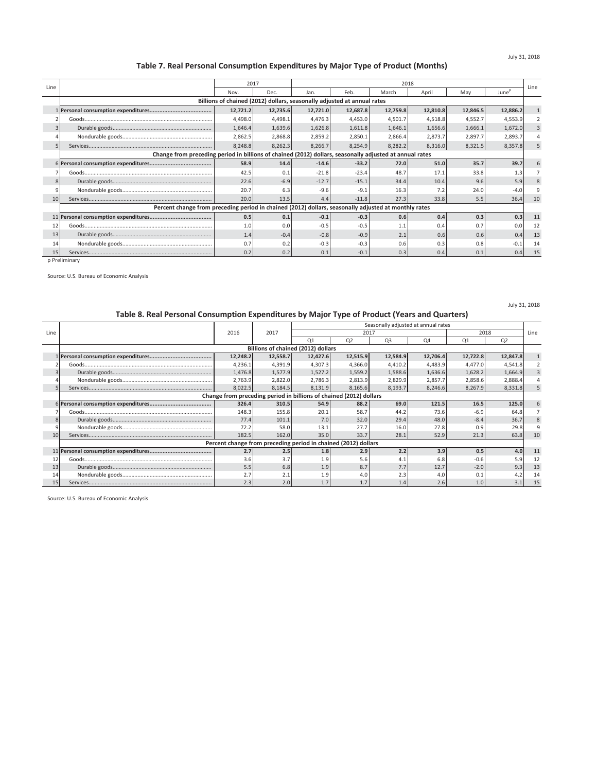July 31, 2018

## Table 7. Real Personal Consumption Expenditures by Major Type of Product (Months)

| Line | | 2017 | | 2018 | | | | | | Line |
|---|---|---|---|---|---|---|---|---|---|---|
| | | Nov. | Dec. | Jan. | Feb. | March | April | May | June[p] | |
| | **Billions of chained (2012) dollars, seasonally adjusted at annual rates** | | | | | | | | | |
| 1 | **Personal consumption expenditures** | **12,721.2** | **12,735.6** | **12,721.0** | **12,687.8** | **12,759.8** | **12,810.8** | **12,846.5** | **12,886.2** | 1 |
| 2 | Goods | 4,498.0 | 4,498.1 | 4,476.3 | 4,453.0 | 4,501.7 | 4,518.8 | 4,552.7 | 4,553.9 | 2 |
| 3 | Durable goods | 1,646.4 | 1,639.6 | 1,626.8 | 1,611.8 | 1,646.1 | 1,656.6 | 1,666.1 | 1,672.0 | 3 |
| 4 | Nondurable goods | 2,862.5 | 2,868.8 | 2,859.2 | 2,850.1 | 2,866.4 | 2,873.7 | 2,897.7 | 2,893.7 | 4 |
| 5 | Services | 8,248.8 | 8,262.3 | 8,266.7 | 8,254.9 | 8,282.2 | 8,316.0 | 8,321.5 | 8,357.8 | 5 |
| | **Change from preceding period in billions of chained (2012) dollars, seasonally adjusted at annual rates** | | | | | | | | | |
| 6 | **Personal consumption expenditures** | **58.9** | **14.4** | **-14.6** | **-33.2** | **72.0** | **51.0** | **35.7** | **39.7** | 6 |
| 7 | Goods | 42.5 | 0.1 | -21.8 | -23.4 | 48.7 | 17.1 | 33.8 | 1.3 | 7 |
| 8 | Durable goods | 22.6 | -6.9 | -12.7 | -15.1 | 34.4 | 10.4 | 9.6 | 5.9 | 8 |
| 9 | Nondurable goods | 20.7 | 6.3 | -9.6 | -9.1 | 16.3 | 7.2 | 24.0 | -4.0 | 9 |
| 10 | Services | 20.0 | 13.5 | 4.4 | -11.8 | 27.3 | 33.8 | 5.5 | 36.4 | 10 |
| | **Percent change from preceding period in chained (2012) dollars, seasonally adjusted at monthly rates** | | | | | | | | | |
| 11 | **Personal consumption expenditures** | **0.5** | **0.1** | **-0.1** | **-0.3** | **0.6** | **0.4** | **0.3** | **0.3** | 11 |
| 12 | Goods | 1.0 | 0.0 | -0.5 | -0.5 | 1.1 | 0.4 | 0.7 | 0.0 | 12 |
| 13 | Durable goods | 1.4 | -0.4 | -0.8 | -0.9 | 2.1 | 0.6 | 0.6 | 0.4 | 13 |
| 14 | Nondurable goods | 0.7 | 0.2 | -0.3 | -0.3 | 0.6 | 0.3 | 0.8 | -0.1 | 14 |
| 15 | Services | 0.2 | 0.2 | 0.1 | -0.1 | 0.3 | 0.4 | 0.1 | 0.4 | 15 |

p Preliminary

Source: U.S. Bureau of Economic Analysis

July 31, 2018

## Table 8. Real Personal Consumption Expenditures by Major Type of Product (Years and Quarters)

| Line | | 2016 | 2017 | Seasonally adjusted at annual rates | | | | | | Line |
|---|---|---|---|---|---|---|---|---|---|---|
| | | | | 2017 | | | | 2018 | | |
| | | | | Q1 | Q2 | Q3 | Q4 | Q1 | Q2 | |
| | **Billions of chained (2012) dollars** | | | | | | | | | |
| 1 | **Personal consumption expenditures** | **12,248.2** | **12,558.7** | **12,427.6** | **12,515.9** | **12,584.9** | **12,706.4** | **12,722.8** | **12,847.8** | 1 |
| 2 | Goods | 4,236.1 | 4,391.9 | 4,307.3 | 4,366.0 | 4,410.2 | 4,483.9 | 4,477.0 | 4,541.8 | 2 |
| 3 | Durable goods | 1,476.8 | 1,577.9 | 1,527.2 | 1,559.2 | 1,588.6 | 1,636.6 | 1,628.2 | 1,664.9 | 3 |
| 4 | Nondurable goods | 2,763.9 | 2,822.0 | 2,786.3 | 2,813.9 | 2,829.9 | 2,857.7 | 2,858.6 | 2,888.4 | 4 |
| 5 | Services | 8,022.5 | 8,184.5 | 8,131.9 | 8,165.6 | 8,193.7 | 8,246.6 | 8,267.9 | 8,331.8 | 5 |
| | **Change from preceding period in billions of chained (2012) dollars** | | | | | | | | | |
| 6 | **Personal consumption expenditures** | **326.4** | **310.5** | **54.9** | **88.2** | **69.0** | **121.5** | **16.5** | **125.0** | 6 |
| 7 | Goods | 148.3 | 155.8 | 20.1 | 58.7 | 44.2 | 73.6 | -6.9 | 64.8 | 7 |
| 8 | Durable goods | 77.4 | 101.1 | 7.0 | 32.0 | 29.4 | 48.0 | -8.4 | 36.7 | 8 |
| 9 | Nondurable goods | 72.2 | 58.0 | 13.1 | 27.7 | 16.0 | 27.8 | 0.9 | 29.8 | 9 |
| 10 | Services | 182.5 | 162.0 | 35.0 | 33.7 | 28.1 | 52.9 | 21.3 | 63.8 | 10 |
| | **Percent change from preceding period in chained (2012) dollars** | | | | | | | | | |
| 11 | **Personal consumption expenditures** | **2.7** | **2.5** | **1.8** | **2.9** | **2.2** | **3.9** | **0.5** | **4.0** | 11 |
| 12 | Goods | 3.6 | 3.7 | 1.9 | 5.6 | 4.1 | 6.8 | -0.6 | 5.9 | 12 |
| 13 | Durable goods | 5.5 | 6.8 | 1.9 | 8.7 | 7.7 | 12.7 | -2.0 | 9.3 | 13 |
| 14 | Nondurable goods | 2.7 | 2.1 | 1.9 | 4.0 | 2.3 | 4.0 | 0.1 | 4.2 | 14 |
| 15 | Services | 2.3 | 2.0 | 1.7 | 1.7 | 1.4 | 2.6 | 1.0 | 3.1 | 15 |

Source: U.S. Bureau of Economic Analysis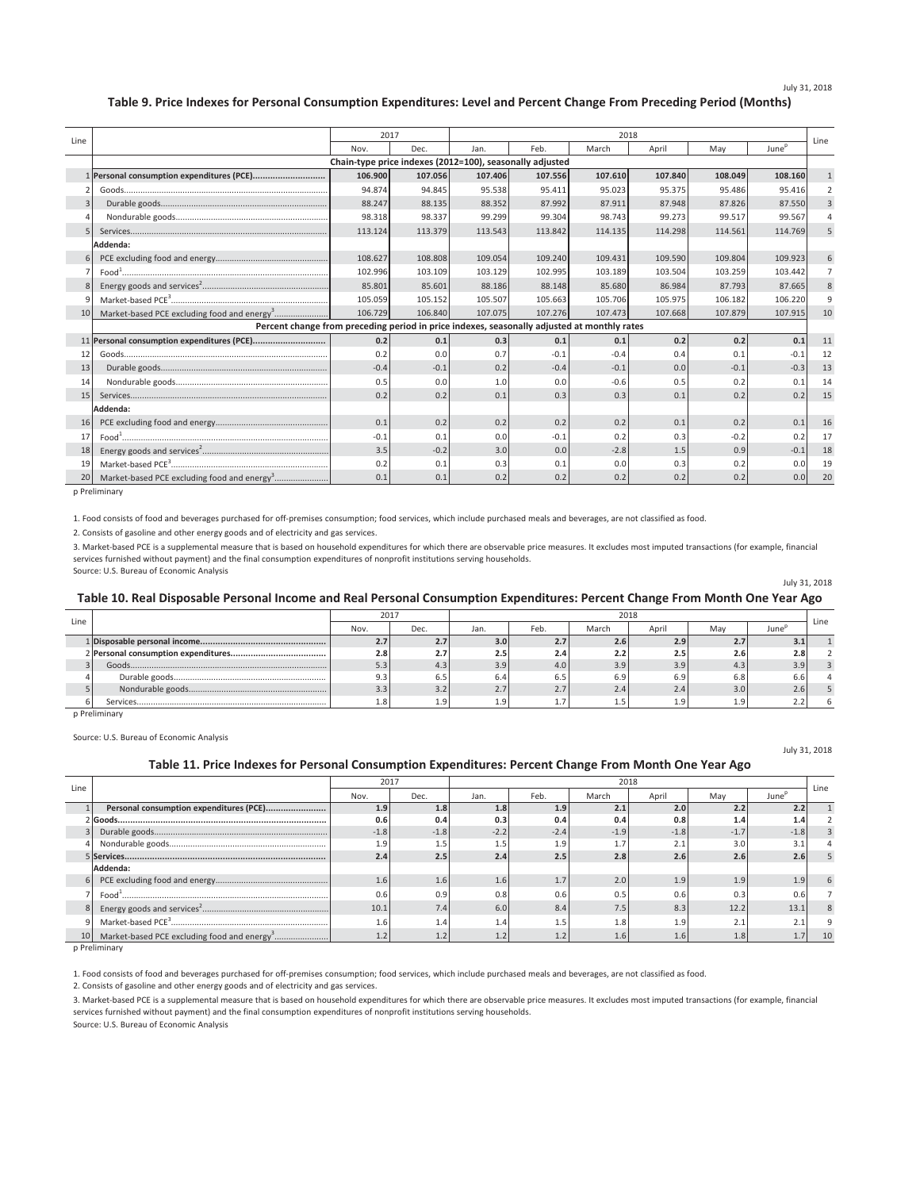July 31, 2018

## Table 9. Price Indexes for Personal Consumption Expenditures: Level and Percent Change From Preceding Period (Months)

| Line | | 2017 | | 2018 | | | | | | Line |
|---|---|---|---|---|---|---|---|---|---|---|
| | | Nov. | Dec. | Jan. | Feb. | March | April | May | June[p] | |
| | **Chain-type price indexes (2012=100), seasonally adjusted** | | | | | | | | | |
| 1 | **Personal consumption expenditures (PCE)** | **106.900** | **107.056** | **107.406** | **107.556** | **107.610** | **107.840** | **108.049** | **108.160** | 1 |
| 2 | Goods | 94.874 | 94.845 | 95.538 | 95.411 | 95.023 | 95.375 | 95.486 | 95.416 | 2 |
| 3 | Durable goods | 88.247 | 88.135 | 88.352 | 87.992 | 87.911 | 87.948 | 87.826 | 87.550 | 3 |
| 4 | Nondurable goods | 98.318 | 98.337 | 99.299 | 99.304 | 98.743 | 99.273 | 99.517 | 99.567 | 4 |
| 5 | Services | 113.124 | 113.379 | 113.543 | 113.842 | 114.135 | 114.298 | 114.561 | 114.769 | 5 |
| | **Addenda:** | | | | | | | | | |
| 6 | PCE excluding food and energy | 108.627 | 108.808 | 109.054 | 109.240 | 109.431 | 109.590 | 109.804 | 109.923 | 6 |
| 7 | Food[1] | 102.996 | 103.109 | 103.129 | 102.995 | 103.189 | 103.504 | 103.259 | 103.442 | 7 |
| 8 | Energy goods and services[2] | 85.801 | 85.601 | 88.186 | 88.148 | 85.680 | 86.984 | 87.793 | 87.665 | 8 |
| 9 | Market-based PCE[3] | 105.059 | 105.152 | 105.507 | 105.663 | 105.706 | 105.975 | 106.182 | 106.220 | 9 |
| 10 | Market-based PCE excluding food and energy[3] | 106.729 | 106.840 | 107.075 | 107.276 | 107.473 | 107.668 | 107.879 | 107.915 | 10 |
| | **Percent change from preceding period in price indexes, seasonally adjusted at monthly rates** | | | | | | | | | |
| 11 | **Personal consumption expenditures (PCE)** | **0.2** | **0.1** | **0.3** | **0.1** | **0.1** | **0.2** | **0.2** | **0.1** | 11 |
| 12 | Goods | 0.2 | 0.0 | 0.7 | -0.1 | -0.4 | 0.4 | 0.1 | -0.1 | 12 |
| 13 | Durable goods | -0.4 | -0.1 | 0.2 | -0.4 | -0.1 | 0.0 | -0.1 | -0.3 | 13 |
| 14 | Nondurable goods | 0.5 | 0.0 | 1.0 | 0.0 | -0.6 | 0.5 | 0.2 | 0.1 | 14 |
| 15 | Services | 0.2 | 0.2 | 0.1 | 0.3 | 0.3 | 0.1 | 0.2 | 0.2 | 15 |
| | **Addenda:** | | | | | | | | | |
| 16 | PCE excluding food and energy | 0.1 | 0.2 | 0.2 | 0.2 | 0.2 | 0.1 | 0.2 | 0.1 | 16 |
| 17 | Food[1] | -0.1 | 0.1 | 0.0 | -0.1 | 0.2 | 0.3 | -0.2 | 0.2 | 17 |
| 18 | Energy goods and services[2] | 3.5 | -0.2 | 3.0 | 0.0 | -2.8 | 1.5 | 0.9 | -0.1 | 18 |
| 19 | Market-based PCE[3] | 0.2 | 0.1 | 0.3 | 0.1 | 0.0 | 0.3 | 0.2 | 0.0 | 19 |
| 20 | Market-based PCE excluding food and energy[3] | 0.1 | 0.1 | 0.2 | 0.2 | 0.2 | 0.2 | 0.2 | 0.0 | 20 |

p Preliminary

1. Food consists of food and beverages purchased for off-premises consumption; food services, which include purchased meals and beverages, are not classified as food.

2. Consists of gasoline and other energy goods and of electricity and gas services.

3. Market-based PCE is a supplemental measure that is based on household expenditures for which there are observable price measures. It excludes most imputed transactions (for example, financial services furnished without payment) and the final consumption expenditures of nonprofit institutions serving households.

Source: U.S. Bureau of Economic Analysis

July 31, 2018

## Table 10. Real Disposable Personal Income and Real Personal Consumption Expenditures: Percent Change From Month One Year Ago

| Line | | 2017 | | 2018 | | | | | | Line |
|---|---|---|---|---|---|---|---|---|---|---|
| | | Nov. | Dec. | Jan. | Feb. | March | April | May | June[p] | |
| 1 | **Disposable personal income** | **2.7** | **2.7** | **3.0** | **2.7** | **2.6** | **2.9** | **2.7** | **3.1** | 1 |
| 2 | **Personal consumption expenditures** | **2.8** | **2.7** | **2.5** | **2.4** | **2.2** | **2.5** | **2.6** | **2.8** | 2 |
| 3 | Goods | 5.3 | 4.3 | 3.9 | 4.0 | 3.9 | 3.9 | 4.3 | 3.9 | 3 |
| 4 | Durable goods | 9.3 | 6.5 | 6.4 | 6.5 | 6.9 | 6.9 | 6.8 | 6.6 | 4 |
| 5 | Nondurable goods | 3.3 | 3.2 | 2.7 | 2.7 | 2.4 | 2.4 | 3.0 | 2.6 | 5 |
| 6 | Services | 1.8 | 1.9 | 1.9 | 1.7 | 1.5 | 1.9 | 1.9 | 2.2 | 6 |

p Preliminary

Source: U.S. Bureau of Economic Analysis

July 31, 2018

## Table 11. Price Indexes for Personal Consumption Expenditures: Percent Change From Month One Year Ago

| Line | | 2017 | | 2018 | | | | | | Line |
|---|---|---|---|---|---|---|---|---|---|---|
| | | Nov. | Dec. | Jan. | Feb. | March | April | May | June[p] | |
| 1 | **Personal consumption expenditures (PCE)** | **1.9** | **1.8** | **1.8** | **1.9** | **2.1** | **2.0** | **2.2** | **2.2** | 1 |
| 2 | **Goods** | **0.6** | **0.4** | **0.3** | **0.4** | **0.4** | **0.8** | **1.4** | **1.4** | 2 |
| 3 | Durable goods | -1.8 | -1.8 | -2.2 | -2.4 | -1.9 | -1.8 | -1.7 | -1.8 | 3 |
| 4 | Nondurable goods | 1.9 | 1.5 | 1.5 | 1.9 | 1.7 | 2.1 | 3.0 | 3.1 | 4 |
| 5 | **Services** | **2.4** | **2.5** | **2.4** | **2.5** | **2.8** | **2.6** | **2.6** | **2.6** | 5 |
| | **Addenda:** | | | | | | | | | |
| 6 | PCE excluding food and energy | 1.6 | 1.6 | 1.6 | 1.7 | 2.0 | 1.9 | 1.9 | 1.9 | 6 |
| 7 | Food[1] | 0.6 | 0.9 | 0.8 | 0.6 | 0.5 | 0.6 | 0.3 | 0.6 | 7 |
| 8 | Energy goods and services[2] | 10.1 | 7.4 | 6.0 | 8.4 | 7.5 | 8.3 | 12.2 | 13.1 | 8 |
| 9 | Market-based PCE[3] | 1.6 | 1.4 | 1.4 | 1.5 | 1.8 | 1.9 | 2.1 | 2.1 | 9 |
| 10 | Market-based PCE excluding food and energy[3] | 1.2 | 1.2 | 1.2 | 1.2 | 1.6 | 1.6 | 1.8 | 1.7 | 10 |

p Preliminary

1. Food consists of food and beverages purchased for off-premises consumption; food services, which include purchased meals and beverages, are not classified as food.

2. Consists of gasoline and other energy goods and of electricity and gas services.

3. Market-based PCE is a supplemental measure that is based on household expenditures for which there are observable price measures. It excludes most imputed transactions (for example, financial services furnished without payment) and the final consumption expenditures of nonprofit institutions serving households.

Source: U.S. Bureau of Economic Analysis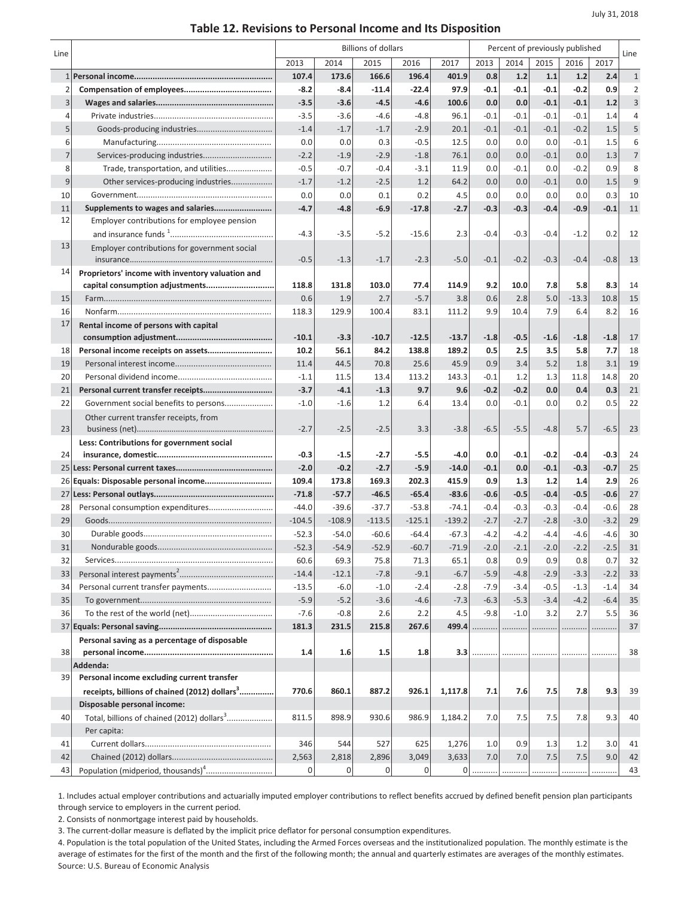July 31, 2018

# Table 12. Revisions to Personal Income and Its Disposition

| Line | | Billions of dollars | | | | | Percent of previously published | | | | | Line |
|---|---|---|---|---|---|---|---|---|---|---|---|---|
| | | 2013 | 2014 | 2015 | 2016 | 2017 | 2013 | 2014 | 2015 | 2016 | 2017 | |
| 1 | **Personal income** | **107.4** | **173.6** | **166.6** | **196.4** | **401.9** | **0.8** | **1.2** | **1.1** | **1.2** | **2.4** | 1 |
| 2 | **Compensation of employees** | **-8.2** | **-8.4** | **-11.4** | **-22.4** | **97.9** | **-0.1** | **-0.1** | **-0.1** | **-0.2** | **0.9** | 2 |
| 3 | **Wages and salaries** | **-3.5** | **-3.6** | **-4.5** | **-4.6** | **100.6** | **0.0** | **0.0** | **-0.1** | **-0.1** | **1.2** | 3 |
| 4 | Private industries | -3.5 | -3.6 | -4.6 | -4.8 | 96.1 | -0.1 | -0.1 | -0.1 | -0.1 | 1.4 | 4 |
| 5 | Goods-producing industries | -1.4 | -1.7 | -1.7 | -2.9 | 20.1 | -0.1 | -0.1 | -0.1 | -0.2 | 1.5 | 5 |
| 6 | Manufacturing | 0.0 | 0.0 | 0.3 | -0.5 | 12.5 | 0.0 | 0.0 | 0.0 | -0.1 | 1.5 | 6 |
| 7 | Services-producing industries | -2.2 | -1.9 | -2.9 | -1.8 | 76.1 | 0.0 | 0.0 | -0.1 | 0.0 | 1.3 | 7 |
| 8 | Trade, transportation, and utilities | -0.5 | -0.7 | -0.4 | -3.1 | 11.9 | 0.0 | -0.1 | 0.0 | -0.2 | 0.9 | 8 |
| 9 | Other services-producing industries | -1.7 | -1.2 | -2.5 | 1.2 | 64.2 | 0.0 | 0.0 | -0.1 | 0.0 | 1.5 | 9 |
| 10 | Government | 0.0 | 0.0 | 0.1 | 0.2 | 4.5 | 0.0 | 0.0 | 0.0 | 0.0 | 0.3 | 10 |
| 11 | **Supplements to wages and salaries** | **-4.7** | **-4.8** | **-6.9** | **-17.8** | **-2.7** | **-0.3** | **-0.3** | **-0.4** | **-0.9** | **-0.1** | 11 |
| 12 | Employer contributions for employee pension and insurance funds [1] | -4.3 | -3.5 | -5.2 | -15.6 | 2.3 | -0.4 | -0.3 | -0.4 | -1.2 | 0.2 | 12 |
| 13 | Employer contributions for government social insurance | -0.5 | -1.3 | -1.7 | -2.3 | -5.0 | -0.1 | -0.2 | -0.3 | -0.4 | -0.8 | 13 |
| 14 | **Proprietors' income with inventory valuation and capital consumption adjustments** | **118.8** | **131.8** | **103.0** | **77.4** | **114.9** | **9.2** | **10.0** | **7.8** | **5.8** | **8.3** | 14 |
| 15 | Farm | 0.6 | 1.9 | 2.7 | -5.7 | 3.8 | 0.6 | 2.8 | 5.0 | -13.3 | 10.8 | 15 |
| 16 | Nonfarm | 118.3 | 129.9 | 100.4 | 83.1 | 111.2 | 9.9 | 10.4 | 7.9 | 6.4 | 8.2 | 16 |
| 17 | **Rental income of persons with capital consumption adjustment** | **-10.1** | **-3.3** | **-10.7** | **-12.5** | **-13.7** | **-1.8** | **-0.5** | **-1.6** | **-1.8** | **-1.8** | 17 |
| 18 | **Personal income receipts on assets** | **10.2** | **56.1** | **84.2** | **138.8** | **189.2** | **0.5** | **2.5** | **3.5** | **5.8** | **7.7** | 18 |
| 19 | Personal interest income | 11.4 | 44.5 | 70.8 | 25.6 | 45.9 | 0.9 | 3.4 | 5.2 | 1.8 | 3.1 | 19 |
| 20 | Personal dividend income | -1.1 | 11.5 | 13.4 | 113.2 | 143.3 | -0.1 | 1.2 | 1.3 | 11.8 | 14.8 | 20 |
| 21 | **Personal current transfer receipts** | **-3.7** | **-4.1** | **-1.3** | **9.7** | **9.6** | **-0.2** | **-0.2** | **0.0** | **0.4** | **0.3** | 21 |
| 22 | Government social benefits to persons | -1.0 | -1.6 | 1.2 | 6.4 | 13.4 | 0.0 | -0.1 | 0.0 | 0.2 | 0.5 | 22 |
| 23 | Other current transfer receipts, from business (net) | -2.7 | -2.5 | -2.5 | 3.3 | -3.8 | -6.5 | -5.5 | -4.8 | 5.7 | -6.5 | 23 |
| 24 | **Less: Contributions for government social insurance, domestic** | **-0.3** | **-1.5** | **-2.7** | **-5.5** | **-4.0** | **0.0** | **-0.1** | **-0.2** | **-0.4** | **-0.3** | 24 |
| 25 | **Less: Personal current taxes** | **-2.0** | **-0.2** | **-2.7** | **-5.9** | **-14.0** | **-0.1** | **0.0** | **-0.1** | **-0.3** | **-0.7** | 25 |
| 26 | **Equals: Disposable personal income** | **109.4** | **173.8** | **169.3** | **202.3** | **415.9** | **0.9** | **1.3** | **1.2** | **1.4** | **2.9** | 26 |
| 27 | **Less: Personal outlays** | **-71.8** | **-57.7** | **-46.5** | **-65.4** | **-83.6** | **-0.6** | **-0.5** | **-0.4** | **-0.5** | **-0.6** | 27 |
| 28 | Personal consumption expenditures | -44.0 | -39.6 | -37.7 | -53.8 | -74.1 | -0.4 | -0.3 | -0.3 | -0.4 | -0.6 | 28 |
| 29 | Goods | -104.5 | -108.9 | -113.5 | -125.1 | -139.2 | -2.7 | -2.7 | -2.8 | -3.0 | -3.2 | 29 |
| 30 | Durable goods | -52.3 | -54.0 | -60.6 | -64.4 | -67.3 | -4.2 | -4.2 | -4.4 | -4.6 | -4.6 | 30 |
| 31 | Nondurable goods | -52.3 | -54.9 | -52.9 | -60.7 | -71.9 | -2.0 | -2.1 | -2.0 | -2.2 | -2.5 | 31 |
| 32 | Services | 60.6 | 69.3 | 75.8 | 71.3 | 65.1 | 0.8 | 0.9 | 0.9 | 0.8 | 0.7 | 32 |
| 33 | Personal interest payments [2] | -14.4 | -12.1 | -7.8 | -9.1 | -6.7 | -5.9 | -4.8 | -2.9 | -3.3 | -2.2 | 33 |
| 34 | Personal current transfer payments | -13.5 | -6.0 | -1.0 | -2.4 | -2.8 | -7.9 | -3.4 | -0.5 | -1.3 | -1.4 | 34 |
| 35 | To government | -5.9 | -5.2 | -3.6 | -4.6 | -7.3 | -6.3 | -5.3 | -3.4 | -4.2 | -6.4 | 35 |
| 36 | To the rest of the world (net) | -7.6 | -0.8 | 2.6 | 2.2 | 4.5 | -9.8 | -1.0 | 3.2 | 2.7 | 5.5 | 36 |
| 37 | **Equals: Personal saving** | **181.3** | **231.5** | **215.8** | **267.6** | **499.4** | .......... | .......... | .......... | .......... | .......... | 37 |
| 38 | **Personal saving as a percentage of disposable personal income** | **1.4** | **1.6** | **1.5** | **1.8** | **3.3** | .......... | .......... | .......... | .......... | .......... | 38 |
| | **Addenda:** | | | | | | | | | | | |
| 39 | **Personal income excluding current transfer receipts, billions of chained (2012) dollars [3]** | **770.6** | **860.1** | **887.2** | **926.1** | **1,117.8** | **7.1** | **7.6** | **7.5** | **7.8** | **9.3** | 39 |
| | **Disposable personal income:** | | | | | | | | | | | |
| 40 | Total, billions of chained (2012) dollars [3] | 811.5 | 898.9 | 930.6 | 986.9 | 1,184.2 | 7.0 | 7.5 | 7.5 | 7.8 | 9.3 | 40 |
| | Per capita: | | | | | | | | | | | |
| 41 | Current dollars | 346 | 544 | 527 | 625 | 1,276 | 1.0 | 0.9 | 1.3 | 1.2 | 3.0 | 41 |
| 42 | Chained (2012) dollars | 2,563 | 2,818 | 2,896 | 3,049 | 3,633 | 7.0 | 7.0 | 7.5 | 7.5 | 9.0 | 42 |
| 43 | Population (midperiod, thousands) [4] | 0 | 0 | 0 | 0 | 0 | .......... | .......... | .......... | .......... | .......... | 43 |

1. Includes actual employer contributions and actuarially imputed employer contributions to reflect benefits accrued by defined benefit pension plan participants through service to employers in the current period.
2. Consists of nonmortgage interest paid by households.
3. The current-dollar measure is deflated by the implicit price deflator for personal consumption expenditures.
4. Population is the total population of the United States, including the Armed Forces overseas and the institutionalized population. The monthly estimate is the average of estimates for the first of the month and the first of the following month; the annual and quarterly estimates are averages of the monthly estimates.

Source: U.S. Bureau of Economic Analysis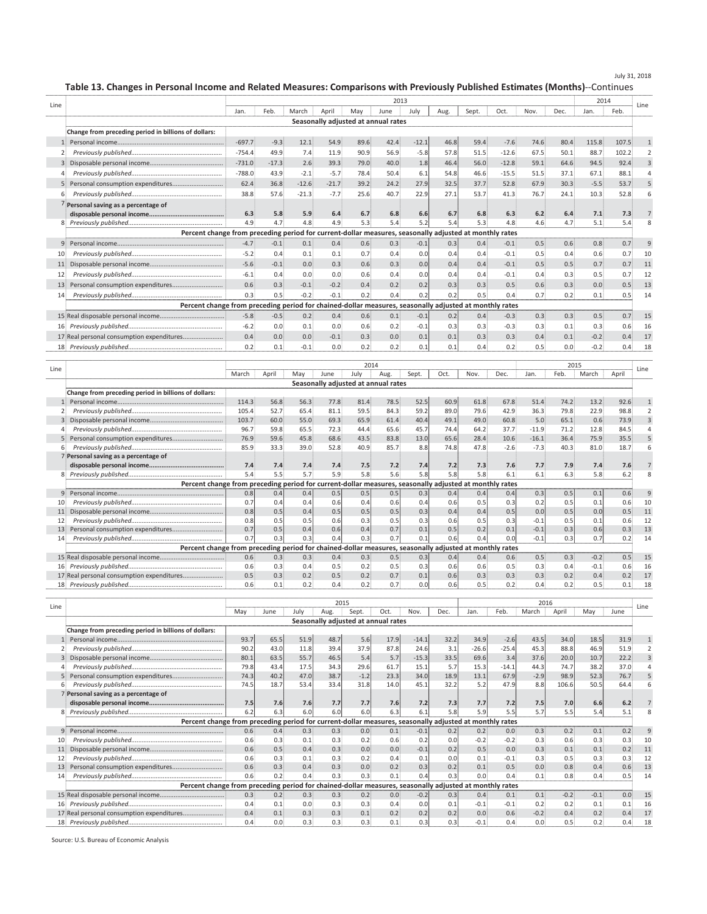July 31, 2018

## Table 13. Changes in Personal Income and Related Measures: Comparisons with Previously Published Estimates (Months)--Continues

| Line | | 2013 | | | | | | | | | | | | 2014 | | Line |
|---|---|---|---|---|---|---|---|---|---|---|---|---|---|---|---|---|
| | | Jan. | Feb. | March | April | May | June | July | Aug. | Sept. | Oct. | Nov. | Dec. | Jan. | Feb. | |
| | | Seasonally adjusted at annual rates | | | | | | | | | | | | | | |
| | **Change from preceding period in billions of dollars:** | | | | | | | | | | | | | | | |
| 1 | Personal income | -697.7 | -9.3 | 12.1 | 54.9 | 89.6 | 42.4 | -12.1 | 46.8 | 59.4 | -7.6 | 74.6 | 80.4 | 115.8 | 107.5 | 1 |
| 2 | *Previously published* | -754.4 | 49.9 | 7.4 | 11.9 | 90.9 | 56.9 | -5.8 | 57.8 | 51.5 | -12.6 | 67.5 | 50.1 | 88.7 | 102.2 | 2 |
| 3 | Disposable personal income | -731.0 | -17.3 | 2.6 | 39.3 | 79.0 | 40.0 | 1.8 | 46.4 | 56.0 | -12.8 | 59.1 | 64.6 | 94.5 | 92.4 | 3 |
| 4 | *Previously published* | -788.0 | 43.9 | -2.1 | -5.7 | 78.4 | 50.4 | 6.1 | 54.8 | 46.6 | -15.5 | 51.5 | 37.1 | 67.1 | 88.1 | 4 |
| 5 | Personal consumption expenditures | 62.4 | 36.8 | -12.6 | -21.7 | 39.2 | 24.2 | 27.9 | 32.5 | 37.7 | 52.8 | 67.9 | 30.3 | -5.5 | 53.7 | 5 |
| 6 | *Previously published* | 38.8 | 57.6 | -21.3 | -7.7 | 25.6 | 40.7 | 22.9 | 27.1 | 53.7 | 41.3 | 76.7 | 24.1 | 10.3 | 52.8 | 6 |
| 7 | **Personal saving as a percentage of disposable personal income** | **6.3** | **5.8** | **5.9** | **6.4** | **6.7** | **6.8** | **6.6** | **6.7** | **6.8** | **6.3** | **6.2** | **6.4** | **7.1** | **7.3** | 7 |
| 8 | *Previously published* | 4.9 | 4.7 | 4.8 | 4.9 | 5.3 | 5.4 | 5.2 | 5.4 | 5.3 | 4.8 | 4.6 | 4.7 | 5.1 | 5.4 | 8 |
| | **Percent change from preceding period for current-dollar measures, seasonally adjusted at monthly rates** | | | | | | | | | | | | | | | |
| 9 | Personal income | -4.7 | -0.1 | 0.1 | 0.4 | 0.6 | 0.3 | -0.1 | 0.3 | 0.4 | -0.1 | 0.5 | 0.6 | 0.8 | 0.7 | 9 |
| 10 | *Previously published* | -5.2 | 0.4 | 0.1 | 0.1 | 0.7 | 0.4 | 0.0 | 0.4 | 0.4 | -0.1 | 0.5 | 0.4 | 0.6 | 0.7 | 10 |
| 11 | Disposable personal income | -5.6 | -0.1 | 0.0 | 0.3 | 0.6 | 0.3 | 0.0 | 0.4 | 0.4 | -0.1 | 0.5 | 0.5 | 0.7 | 0.7 | 11 |
| 12 | *Previously published* | -6.1 | 0.4 | 0.0 | 0.0 | 0.6 | 0.4 | 0.0 | 0.4 | 0.4 | -0.1 | 0.4 | 0.3 | 0.5 | 0.7 | 12 |
| 13 | Personal consumption expenditures | 0.6 | 0.3 | -0.1 | -0.2 | 0.4 | 0.2 | 0.2 | 0.3 | 0.3 | 0.5 | 0.6 | 0.3 | 0.0 | 0.5 | 13 |
| 14 | *Previously published* | 0.3 | 0.5 | -0.2 | -0.1 | 0.2 | 0.4 | 0.2 | 0.2 | 0.5 | 0.4 | 0.7 | 0.2 | 0.1 | 0.5 | 14 |
| | **Percent change from preceding period for chained-dollar measures, seasonally adjusted at monthly rates** | | | | | | | | | | | | | | | |
| 15 | Real disposable personal income | -5.8 | -0.5 | 0.2 | 0.4 | 0.6 | 0.1 | -0.1 | 0.2 | 0.4 | -0.3 | 0.3 | 0.3 | 0.5 | 0.7 | 15 |
| 16 | *Previously published* | -6.2 | 0.0 | 0.1 | 0.0 | 0.6 | 0.2 | -0.1 | 0.3 | 0.3 | -0.3 | 0.3 | 0.1 | 0.3 | 0.6 | 16 |
| 17 | Real personal consumption expenditures | 0.4 | 0.0 | 0.0 | -0.1 | 0.3 | 0.0 | 0.1 | 0.1 | 0.3 | 0.3 | 0.4 | 0.1 | -0.2 | 0.4 | 17 |
| 18 | *Previously published* | 0.2 | 0.1 | -0.1 | 0.0 | 0.2 | 0.2 | 0.1 | 0.1 | 0.4 | 0.2 | 0.5 | 0.0 | -0.2 | 0.4 | 18 |

| Line | | 2014 | | | | | | | | | | 2015 | | | | Line |
|---|---|---|---|---|---|---|---|---|---|---|---|---|---|---|---|---|
| | | March | April | May | June | July | Aug. | Sept. | Oct. | Nov. | Dec. | Jan. | Feb. | March | April | |
| | | Seasonally adjusted at annual rates | | | | | | | | | | | | | | |
| | **Change from preceding period in billions of dollars:** | | | | | | | | | | | | | | | |
| 1 | Personal income | 114.3 | 56.8 | 56.3 | 77.8 | 81.4 | 78.5 | 52.5 | 60.9 | 61.8 | 67.8 | 51.4 | 74.2 | 13.2 | 92.6 | 1 |
| 2 | *Previously published* | 105.4 | 52.7 | 65.4 | 81.1 | 59.5 | 84.3 | 59.2 | 89.0 | 79.6 | 42.9 | 36.3 | 79.8 | 22.9 | 98.8 | 2 |
| 3 | Disposable personal income | 103.7 | 60.0 | 55.0 | 69.3 | 65.9 | 61.4 | 40.4 | 49.1 | 49.0 | 60.8 | 5.0 | 65.1 | 0.6 | 73.9 | 3 |
| 4 | *Previously published* | 96.7 | 59.8 | 65.5 | 72.3 | 44.4 | 65.6 | 45.7 | 74.4 | 64.2 | 37.7 | -11.9 | 71.2 | 12.8 | 84.5 | 4 |
| 5 | Personal consumption expenditures | 76.9 | 59.6 | 45.8 | 68.6 | 43.5 | 83.8 | 13.0 | 65.6 | 28.4 | 10.6 | -16.1 | 36.4 | 75.9 | 35.5 | 5 |
| 6 | *Previously published* | 85.9 | 33.3 | 39.0 | 52.8 | 40.9 | 85.7 | 8.8 | 74.8 | 47.8 | -2.6 | -7.3 | 40.3 | 81.0 | 18.7 | 6 |
| 7 | **Personal saving as a percentage of disposable personal income** | **7.4** | **7.4** | **7.4** | **7.4** | **7.5** | **7.2** | **7.4** | **7.2** | **7.3** | **7.6** | **7.7** | **7.9** | **7.4** | **7.6** | 7 |
| 8 | *Previously published* | 5.4 | 5.5 | 5.7 | 5.9 | 5.8 | 5.6 | 5.8 | 5.8 | 5.8 | 6.1 | 6.1 | 6.3 | 5.8 | 6.2 | 8 |
| | **Percent change from preceding period for current-dollar measures, seasonally adjusted at monthly rates** | | | | | | | | | | | | | | | |
| 9 | Personal income | 0.8 | 0.4 | 0.4 | 0.5 | 0.5 | 0.5 | 0.3 | 0.4 | 0.4 | 0.4 | 0.3 | 0.5 | 0.1 | 0.6 | 9 |
| 10 | *Previously published* | 0.7 | 0.4 | 0.4 | 0.6 | 0.4 | 0.6 | 0.4 | 0.6 | 0.5 | 0.3 | 0.2 | 0.5 | 0.1 | 0.6 | 10 |
| 11 | Disposable personal income | 0.8 | 0.5 | 0.4 | 0.5 | 0.5 | 0.5 | 0.3 | 0.4 | 0.4 | 0.5 | 0.0 | 0.5 | 0.0 | 0.5 | 11 |
| 12 | *Previously published* | 0.8 | 0.5 | 0.5 | 0.6 | 0.3 | 0.5 | 0.3 | 0.6 | 0.5 | 0.3 | -0.1 | 0.5 | 0.1 | 0.6 | 12 |
| 13 | Personal consumption expenditures | 0.7 | 0.5 | 0.4 | 0.6 | 0.4 | 0.7 | 0.1 | 0.5 | 0.2 | 0.1 | -0.1 | 0.3 | 0.6 | 0.3 | 13 |
| 14 | *Previously published* | 0.7 | 0.3 | 0.3 | 0.4 | 0.3 | 0.7 | 0.1 | 0.6 | 0.4 | 0.0 | -0.1 | 0.3 | 0.7 | 0.2 | 14 |
| | **Percent change from preceding period for chained-dollar measures, seasonally adjusted at monthly rates** | | | | | | | | | | | | | | | |
| 15 | Real disposable personal income | 0.6 | 0.3 | 0.3 | 0.4 | 0.3 | 0.5 | 0.3 | 0.4 | 0.4 | 0.6 | 0.5 | 0.3 | -0.2 | 0.5 | 15 |
| 16 | *Previously published* | 0.6 | 0.3 | 0.4 | 0.5 | 0.2 | 0.5 | 0.3 | 0.6 | 0.6 | 0.5 | 0.3 | 0.4 | -0.1 | 0.6 | 16 |
| 17 | Real personal consumption expenditures | 0.5 | 0.3 | 0.2 | 0.5 | 0.2 | 0.7 | 0.1 | 0.6 | 0.3 | 0.3 | 0.3 | 0.2 | 0.4 | 0.2 | 17 |
| 18 | *Previously published* | 0.6 | 0.1 | 0.2 | 0.4 | 0.2 | 0.7 | 0.0 | 0.6 | 0.5 | 0.2 | 0.4 | 0.2 | 0.5 | 0.1 | 18 |

| Line | | 2015 | | | | | | | | 2016 | | | | | | Line |
|---|---|---|---|---|---|---|---|---|---|---|---|---|---|---|---|---|
| | | May | June | July | Aug. | Sept. | Oct. | Nov. | Dec. | Jan. | Feb. | March | April | May | June | |
| | | Seasonally adjusted at annual rates | | | | | | | | | | | | | | |
| | **Change from preceding period in billions of dollars:** | | | | | | | | | | | | | | | |
| 1 | Personal income | 93.7 | 65.5 | 51.9 | 48.7 | 5.6 | 17.9 | -14.1 | 32.2 | 34.9 | -2.6 | 43.5 | 34.0 | 18.5 | 31.9 | 1 |
| 2 | *Previously published* | 90.2 | 43.0 | 11.8 | 39.4 | 37.9 | 87.8 | 24.6 | 3.1 | -26.6 | -25.4 | 45.3 | 88.8 | 46.9 | 51.9 | 2 |
| 3 | Disposable personal income | 80.1 | 63.5 | 55.7 | 46.5 | 5.4 | 5.7 | -15.3 | 33.5 | 69.6 | 3.4 | 37.6 | 20.0 | 10.7 | 22.2 | 3 |
| 4 | *Previously published* | 79.8 | 43.4 | 17.5 | 34.3 | 29.6 | 61.7 | 15.1 | 5.7 | 15.3 | -14.1 | 44.3 | 74.7 | 38.2 | 37.0 | 4 |
| 5 | Personal consumption expenditures | 74.3 | 40.2 | 47.0 | 38.7 | -1.2 | 23.3 | 34.0 | 18.9 | 13.1 | 67.9 | -2.9 | 98.9 | 52.3 | 76.7 | 5 |
| 6 | *Previously published* | 74.5 | 18.7 | 53.4 | 33.4 | 31.8 | 14.0 | 45.1 | 32.2 | 5.2 | 47.9 | 8.8 | 106.6 | 50.5 | 64.4 | 6 |
| 7 | **Personal saving as a percentage of disposable personal income** | **7.5** | **7.6** | **7.6** | **7.7** | **7.7** | **7.6** | **7.2** | **7.3** | **7.7** | **7.2** | **7.5** | **7.0** | **6.6** | **6.2** | 7 |
| 8 | *Previously published* | 6.2 | 6.3 | 6.0 | 6.0 | 6.0 | 6.3 | 6.1 | 5.8 | 5.9 | 5.5 | 5.7 | 5.5 | 5.4 | 5.1 | 8 |
| | **Percent change from preceding period for current-dollar measures, seasonally adjusted at monthly rates** | | | | | | | | | | | | | | | |
| 9 | Personal income | 0.6 | 0.4 | 0.3 | 0.3 | 0.0 | 0.1 | -0.1 | 0.2 | 0.2 | 0.0 | 0.3 | 0.2 | 0.1 | 0.2 | 9 |
| 10 | *Previously published* | 0.6 | 0.3 | 0.1 | 0.3 | 0.2 | 0.6 | 0.2 | 0.0 | -0.2 | -0.2 | 0.3 | 0.6 | 0.3 | 0.3 | 10 |
| 11 | Disposable personal income | 0.6 | 0.5 | 0.4 | 0.3 | 0.0 | 0.0 | -0.1 | 0.2 | 0.5 | 0.0 | 0.3 | 0.1 | 0.1 | 0.2 | 11 |
| 12 | *Previously published* | 0.6 | 0.3 | 0.1 | 0.3 | 0.2 | 0.4 | 0.1 | 0.0 | 0.1 | -0.1 | 0.3 | 0.5 | 0.3 | 0.3 | 12 |
| 13 | Personal consumption expenditures | 0.6 | 0.3 | 0.4 | 0.3 | 0.0 | 0.2 | 0.3 | 0.2 | 0.1 | 0.5 | 0.0 | 0.8 | 0.4 | 0.6 | 13 |
| 14 | *Previously published* | 0.6 | 0.2 | 0.4 | 0.3 | 0.3 | 0.1 | 0.4 | 0.3 | 0.0 | 0.4 | 0.1 | 0.8 | 0.4 | 0.5 | 14 |
| | **Percent change from preceding period for chained-dollar measures, seasonally adjusted at monthly rates** | | | | | | | | | | | | | | | |
| 15 | Real disposable personal income | 0.3 | 0.2 | 0.3 | 0.3 | 0.2 | 0.0 | -0.2 | 0.3 | 0.4 | 0.1 | 0.1 | -0.2 | -0.1 | 0.0 | 15 |
| 16 | *Previously published* | 0.4 | 0.1 | 0.0 | 0.3 | 0.3 | 0.4 | 0.0 | 0.1 | -0.1 | -0.1 | 0.2 | 0.2 | 0.1 | 0.1 | 16 |
| 17 | Real personal consumption expenditures | 0.4 | 0.1 | 0.3 | 0.3 | 0.1 | 0.2 | 0.2 | 0.2 | 0.0 | 0.6 | -0.2 | 0.4 | 0.2 | 0.4 | 17 |
| 18 | *Previously published* | 0.4 | 0.0 | 0.3 | 0.3 | 0.3 | 0.1 | 0.3 | 0.3 | -0.1 | 0.4 | 0.0 | 0.5 | 0.2 | 0.4 | 18 |

Source: U.S. Bureau of Economic Analysis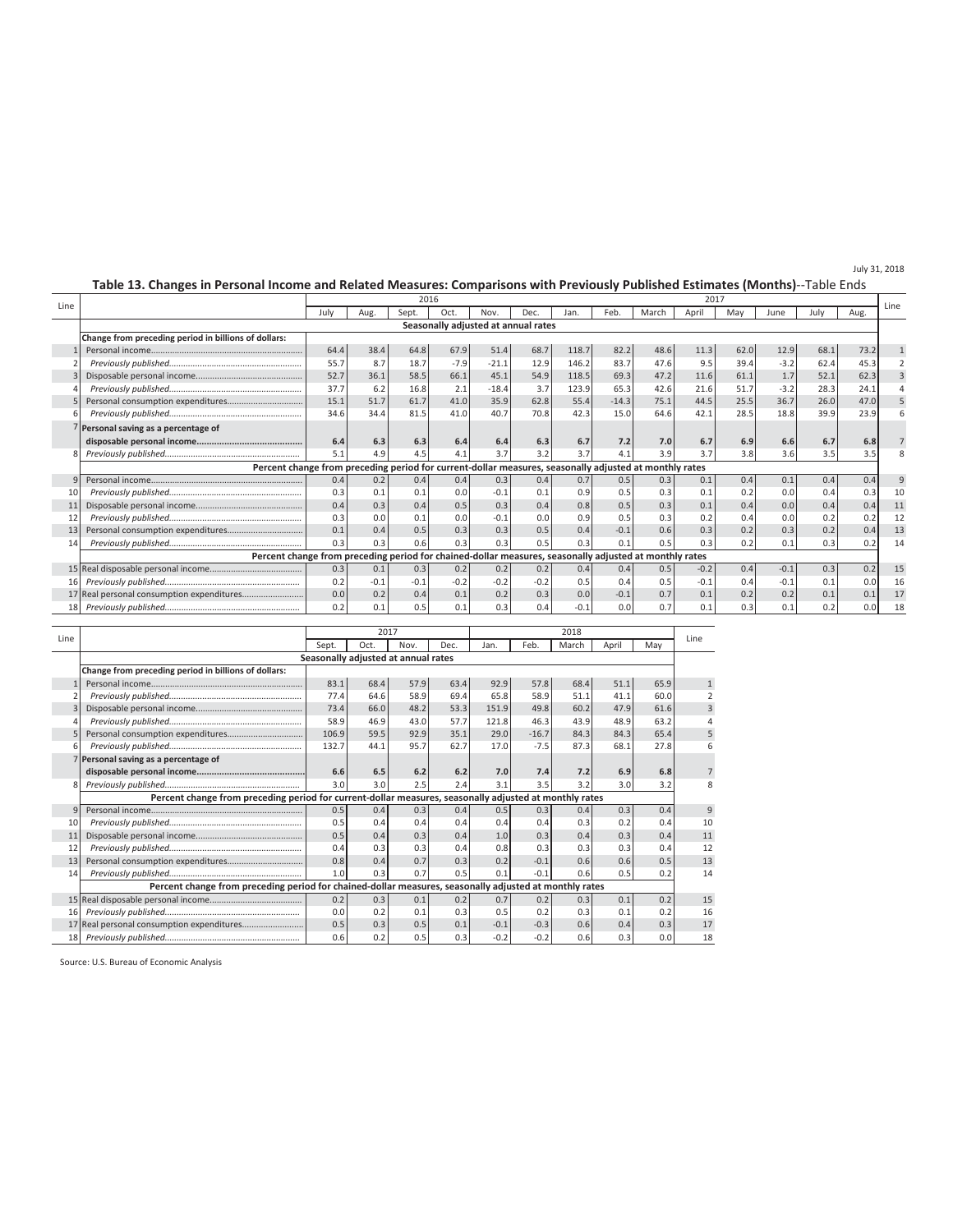July 31, 2018

## Table 13. Changes in Personal Income and Related Measures: Comparisons with Previously Published Estimates (Months)--Table Ends

| Line | | 2016 | | | | | | 2017 | | | | | | | | Line |
|---|---|---|---|---|---|---|---|---|---|---|---|---|---|---|---|---|
| | | July | Aug. | Sept. | Oct. | Nov. | Dec. | Jan. | Feb. | March | April | May | June | July | Aug. | |
| | | **Seasonally adjusted at annual rates** | | | | | | | | | | | | | | |
| | **Change from preceding period in billions of dollars:** | | | | | | | | | | | | | | | |
| 1 | Personal income | 64.4 | 38.4 | 64.8 | 67.9 | 51.4 | 68.7 | 118.7 | 82.2 | 48.6 | 11.3 | 62.0 | 12.9 | 68.1 | 73.2 | 1 |
| 2 | *Previously published* | 55.7 | 8.7 | 18.7 | -7.9 | -21.1 | 12.9 | 146.2 | 83.7 | 47.6 | 9.5 | 39.4 | -3.2 | 62.4 | 45.3 | 2 |
| 3 | Disposable personal income | 52.7 | 36.1 | 58.5 | 66.1 | 45.1 | 54.9 | 118.5 | 69.3 | 47.2 | 11.6 | 61.1 | 1.7 | 52.1 | 62.3 | 3 |
| 4 | *Previously published* | 37.7 | 6.2 | 16.8 | 2.1 | -18.4 | 3.7 | 123.9 | 65.3 | 42.6 | 21.6 | 51.7 | -3.2 | 28.3 | 24.1 | 4 |
| 5 | Personal consumption expenditures | 15.1 | 51.7 | 61.7 | 41.0 | 35.9 | 62.8 | 55.4 | -14.3 | 75.1 | 44.5 | 25.5 | 36.7 | 26.0 | 47.0 | 5 |
| 6 | *Previously published* | 34.6 | 34.4 | 81.5 | 41.0 | 40.7 | 70.8 | 42.3 | 15.0 | 64.6 | 42.1 | 28.5 | 18.8 | 39.9 | 23.9 | 6 |
| 7 | **Personal saving as a percentage of disposable personal income** | **6.4** | **6.3** | **6.3** | **6.4** | **6.4** | **6.3** | **6.7** | **7.2** | **7.0** | **6.7** | **6.9** | **6.6** | **6.7** | **6.8** | 7 |
| 8 | *Previously published* | 5.1 | 4.9 | 4.5 | 4.1 | 3.7 | 3.2 | 3.7 | 4.1 | 3.9 | 3.7 | 3.8 | 3.6 | 3.5 | 3.5 | 8 |
| | **Percent change from preceding period for current-dollar measures, seasonally adjusted at monthly rates** | | | | | | | | | | | | | | | |
| 9 | Personal income | 0.4 | 0.2 | 0.4 | 0.4 | 0.3 | 0.4 | 0.7 | 0.5 | 0.3 | 0.1 | 0.4 | 0.1 | 0.4 | 0.4 | 9 |
| 10 | *Previously published* | 0.3 | 0.1 | 0.1 | 0.0 | -0.1 | 0.1 | 0.9 | 0.5 | 0.3 | 0.1 | 0.2 | 0.0 | 0.4 | 0.3 | 10 |
| 11 | Disposable personal income | 0.4 | 0.3 | 0.4 | 0.5 | 0.3 | 0.4 | 0.8 | 0.5 | 0.3 | 0.1 | 0.4 | 0.0 | 0.4 | 0.4 | 11 |
| 12 | *Previously published* | 0.3 | 0.0 | 0.1 | 0.0 | -0.1 | 0.0 | 0.9 | 0.5 | 0.3 | 0.2 | 0.4 | 0.0 | 0.2 | 0.2 | 12 |
| 13 | Personal consumption expenditures | 0.1 | 0.4 | 0.5 | 0.3 | 0.3 | 0.5 | 0.4 | -0.1 | 0.6 | 0.3 | 0.2 | 0.3 | 0.2 | 0.4 | 13 |
| 14 | *Previously published* | 0.3 | 0.3 | 0.6 | 0.3 | 0.3 | 0.5 | 0.3 | 0.1 | 0.5 | 0.3 | 0.2 | 0.1 | 0.3 | 0.2 | 14 |
| | **Percent change from preceding period for chained-dollar measures, seasonally adjusted at monthly rates** | | | | | | | | | | | | | | | |
| 15 | Real disposable personal income | 0.3 | 0.1 | 0.3 | 0.2 | 0.2 | 0.2 | 0.4 | 0.4 | 0.5 | -0.2 | 0.4 | -0.1 | 0.3 | 0.2 | 15 |
| 16 | *Previously published* | 0.2 | -0.1 | -0.1 | -0.2 | -0.2 | -0.2 | 0.5 | 0.4 | 0.5 | -0.1 | 0.4 | -0.1 | 0.1 | 0.0 | 16 |
| 17 | Real personal consumption expenditures | 0.0 | 0.2 | 0.4 | 0.1 | 0.2 | 0.3 | 0.0 | -0.1 | 0.7 | 0.1 | 0.2 | 0.2 | 0.1 | 0.1 | 17 |
| 18 | *Previously published* | 0.2 | 0.1 | 0.5 | 0.1 | 0.3 | 0.4 | -0.1 | 0.0 | 0.7 | 0.1 | 0.3 | 0.1 | 0.2 | 0.0 | 18 |

| Line | | 2017 | | | | 2018 | | | | | Line |
|---|---|---|---|---|---|---|---|---|---|---|---|
| | | Sept. | Oct. | Nov. | Dec. | Jan. | Feb. | March | April | May | |
| | | **Seasonally adjusted at annual rates** | | | | | | | | | |
| | **Change from preceding period in billions of dollars:** | | | | | | | | | | |
| 1 | Personal income | 83.1 | 68.4 | 57.9 | 63.4 | 92.9 | 57.8 | 68.4 | 51.1 | 65.9 | 1 |
| 2 | *Previously published* | 77.4 | 64.6 | 58.9 | 69.4 | 65.8 | 58.9 | 51.1 | 41.1 | 60.0 | 2 |
| 3 | Disposable personal income | 73.4 | 66.0 | 48.2 | 53.3 | 151.9 | 49.8 | 60.2 | 47.9 | 61.6 | 3 |
| 4 | *Previously published* | 58.9 | 46.9 | 43.0 | 57.7 | 121.8 | 46.3 | 43.9 | 48.9 | 63.2 | 4 |
| 5 | Personal consumption expenditures | 106.9 | 59.5 | 92.9 | 35.1 | 29.0 | -16.7 | 84.3 | 84.3 | 65.4 | 5 |
| 6 | *Previously published* | 132.7 | 44.1 | 95.7 | 62.7 | 17.0 | -7.5 | 87.3 | 68.1 | 27.8 | 6 |
| 7 | **Personal saving as a percentage of disposable personal income** | **6.6** | **6.5** | **6.2** | **6.2** | **7.0** | **7.4** | **7.2** | **6.9** | **6.8** | 7 |
| 8 | *Previously published* | 3.0 | 3.0 | 2.5 | 2.4 | 3.1 | 3.5 | 3.2 | 3.0 | 3.2 | 8 |
| | **Percent change from preceding period for current-dollar measures, seasonally adjusted at monthly rates** | | | | | | | | | | |
| 9 | Personal income | 0.5 | 0.4 | 0.3 | 0.4 | 0.5 | 0.3 | 0.4 | 0.3 | 0.4 | 9 |
| 10 | *Previously published* | 0.5 | 0.4 | 0.4 | 0.4 | 0.4 | 0.4 | 0.3 | 0.2 | 0.4 | 10 |
| 11 | Disposable personal income | 0.5 | 0.4 | 0.3 | 0.4 | 1.0 | 0.3 | 0.4 | 0.3 | 0.4 | 11 |
| 12 | *Previously published* | 0.4 | 0.3 | 0.3 | 0.4 | 0.8 | 0.3 | 0.3 | 0.3 | 0.4 | 12 |
| 13 | Personal consumption expenditures | 0.8 | 0.4 | 0.7 | 0.3 | 0.2 | -0.1 | 0.6 | 0.6 | 0.5 | 13 |
| 14 | *Previously published* | 1.0 | 0.3 | 0.7 | 0.5 | 0.1 | -0.1 | 0.6 | 0.5 | 0.2 | 14 |
| | **Percent change from preceding period for chained-dollar measures, seasonally adjusted at monthly rates** | | | | | | | | | | |
| 15 | Real disposable personal income | 0.2 | 0.3 | 0.1 | 0.2 | 0.7 | 0.2 | 0.3 | 0.1 | 0.2 | 15 |
| 16 | *Previously published* | 0.0 | 0.2 | 0.1 | 0.3 | 0.5 | 0.2 | 0.3 | 0.1 | 0.2 | 16 |
| 17 | Real personal consumption expenditures | 0.5 | 0.3 | 0.5 | 0.1 | -0.1 | -0.3 | 0.6 | 0.4 | 0.3 | 17 |
| 18 | *Previously published* | 0.6 | 0.2 | 0.5 | 0.3 | -0.2 | -0.2 | 0.6 | 0.3 | 0.0 | 18 |

Source: U.S. Bureau of Economic Analysis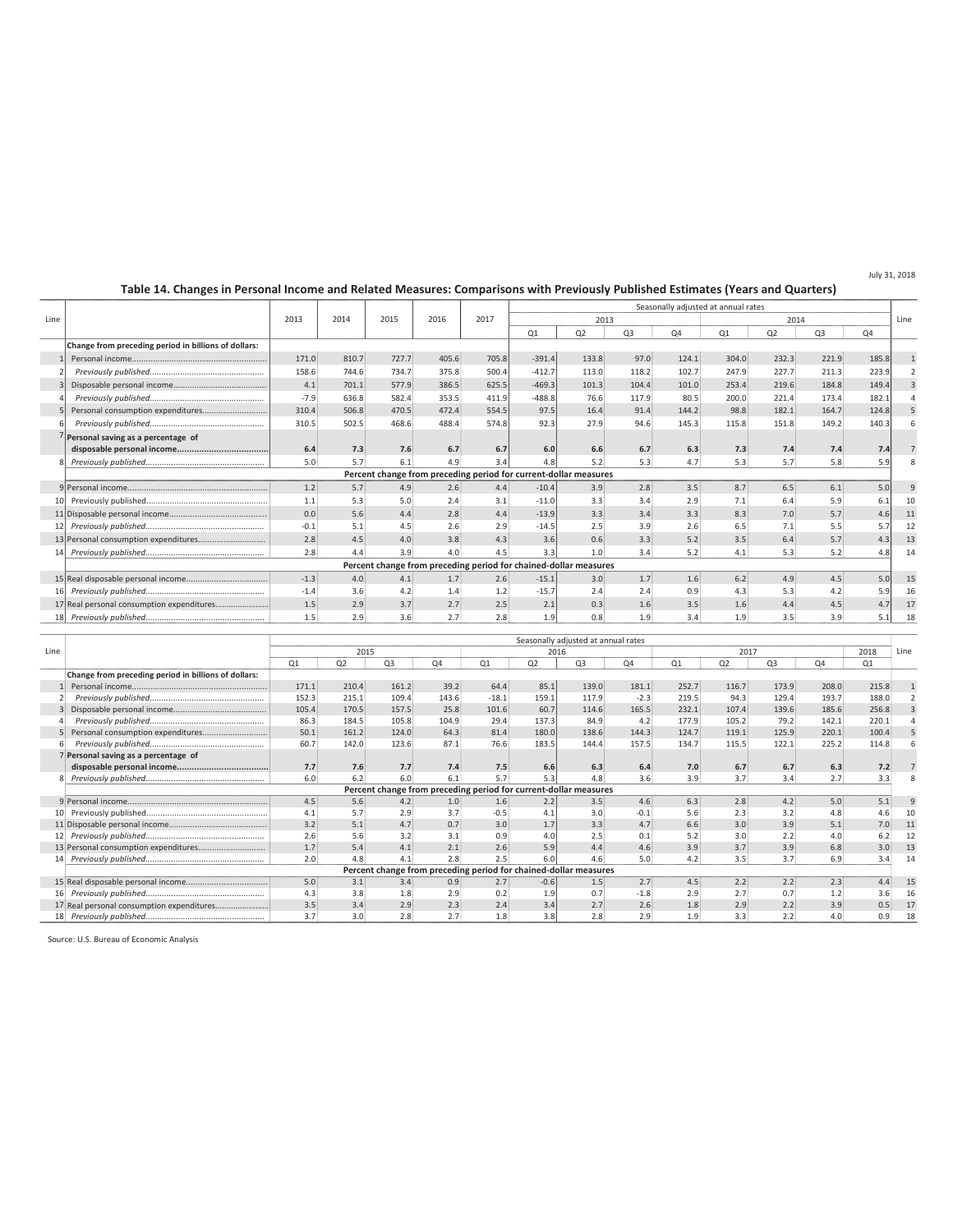July 31, 2018

## Table 14. Changes in Personal Income and Related Measures: Comparisons with Previously Published Estimates (Years and Quarters)

| Line | | 2013 | 2014 | 2015 | 2016 | 2017 | Seasonally adjusted at annual rates | | | | | | | | Line |
|---|---|---|---|---|---|---|---|---|---|---|---|---|---|---|---|
| | | | | | | | 2013 | | | | 2014 | | | | |
| | | | | | | | Q1 | Q2 | Q3 | Q4 | Q1 | Q2 | Q3 | Q4 | |
| | **Change from preceding period in billions of dollars:** | | | | | | | | | | | | | | |
| 1 | Personal income | 171.0 | 810.7 | 727.7 | 405.6 | 705.8 | -391.4 | 133.8 | 97.0 | 124.1 | 304.0 | 232.3 | 221.9 | 185.8 | 1 |
| 2 | *Previously published* | 158.6 | 744.6 | 734.7 | 375.8 | 500.4 | -412.7 | 113.0 | 118.2 | 102.7 | 247.9 | 227.7 | 211.3 | 223.9 | 2 |
| 3 | Disposable personal income | 4.1 | 701.1 | 577.9 | 386.5 | 625.5 | -469.3 | 101.3 | 104.4 | 101.0 | 253.4 | 219.6 | 184.8 | 149.4 | 3 |
| 4 | *Previously published* | -7.9 | 636.8 | 582.4 | 353.5 | 411.9 | -488.8 | 76.6 | 117.9 | 80.5 | 200.0 | 221.4 | 173.4 | 182.1 | 4 |
| 5 | Personal consumption expenditures | 310.4 | 506.8 | 470.5 | 472.4 | 554.5 | 97.5 | 16.4 | 91.4 | 144.2 | 98.8 | 182.1 | 164.7 | 124.8 | 5 |
| 6 | *Previously published* | 310.5 | 502.5 | 468.6 | 488.4 | 574.8 | 92.3 | 27.9 | 94.6 | 145.3 | 115.8 | 151.8 | 149.2 | 140.3 | 6 |
| 7 | **Personal saving as a percentage of disposable personal income** | **6.4** | **7.3** | **7.6** | **6.7** | **6.7** | **6.0** | **6.6** | **6.7** | **6.3** | **7.3** | **7.4** | **7.4** | **7.4** | 7 |
| 8 | *Previously published* | 5.0 | 5.7 | 6.1 | 4.9 | 3.4 | 4.8 | 5.2 | 5.3 | 4.7 | 5.3 | 5.7 | 5.8 | 5.9 | 8 |
| | **Percent change from preceding period for current-dollar measures** | | | | | | | | | | | | | | |
| 9 | Personal income | 1.2 | 5.7 | 4.9 | 2.6 | 4.4 | -10.4 | 3.9 | 2.8 | 3.5 | 8.7 | 6.5 | 6.1 | 5.0 | 9 |
| 10 | Previously published | 1.1 | 5.3 | 5.0 | 2.4 | 3.1 | -11.0 | 3.3 | 3.4 | 2.9 | 7.1 | 6.4 | 5.9 | 6.1 | 10 |
| 11 | Disposable personal income | 0.0 | 5.6 | 4.4 | 2.8 | 4.4 | -13.9 | 3.3 | 3.4 | 3.3 | 8.3 | 7.0 | 5.7 | 4.6 | 11 |
| 12 | *Previously published* | -0.1 | 5.1 | 4.5 | 2.6 | 2.9 | -14.5 | 2.5 | 3.9 | 2.6 | 6.5 | 7.1 | 5.5 | 5.7 | 12 |
| 13 | Personal consumption expenditures | 2.8 | 4.5 | 4.0 | 3.8 | 4.3 | 3.6 | 0.6 | 3.3 | 5.2 | 3.5 | 6.4 | 5.7 | 4.3 | 13 |
| 14 | *Previously published* | 2.8 | 4.4 | 3.9 | 4.0 | 4.5 | 3.3 | 1.0 | 3.4 | 5.2 | 4.1 | 5.3 | 5.2 | 4.8 | 14 |
| | **Percent change from preceding period for chained-dollar measures** | | | | | | | | | | | | | | |
| 15 | Real disposable personal income | -1.3 | 4.0 | 4.1 | 1.7 | 2.6 | -15.1 | 3.0 | 1.7 | 1.6 | 6.2 | 4.9 | 4.5 | 5.0 | 15 |
| 16 | *Previously published* | -1.4 | 3.6 | 4.2 | 1.4 | 1.2 | -15.7 | 2.4 | 2.4 | 0.9 | 4.3 | 5.3 | 4.2 | 5.9 | 16 |
| 17 | Real personal consumption expenditures | 1.5 | 2.9 | 3.7 | 2.7 | 2.5 | 2.1 | 0.3 | 1.6 | 3.5 | 1.6 | 4.4 | 4.5 | 4.7 | 17 |
| 18 | *Previously published* | 1.5 | 2.9 | 3.6 | 2.7 | 2.8 | 1.9 | 0.8 | 1.9 | 3.4 | 1.9 | 3.5 | 3.9 | 5.1 | 18 |

| Line | | Seasonally adjusted at annual rates | | | | | | | | | | | | | Line |
|---|---|---|---|---|---|---|---|---|---|---|---|---|---|---|---|
| | | 2015 | | | | 2016 | | | | 2017 | | | | 2018 | |
| | | Q1 | Q2 | Q3 | Q4 | Q1 | Q2 | Q3 | Q4 | Q1 | Q2 | Q3 | Q4 | Q1 | |
| | **Change from preceding period in billions of dollars:** | | | | | | | | | | | | | | |
| 1 | Personal income | 171.1 | 210.4 | 161.2 | 39.2 | 64.4 | 85.1 | 139.0 | 181.1 | 252.7 | 116.7 | 173.9 | 208.0 | 215.8 | 1 |
| 2 | *Previously published* | 152.3 | 215.1 | 109.4 | 143.6 | -18.1 | 159.1 | 117.9 | -2.3 | 219.5 | 94.3 | 129.4 | 193.7 | 188.0 | 2 |
| 3 | Disposable personal income | 105.4 | 170.5 | 157.5 | 25.8 | 101.6 | 60.7 | 114.6 | 165.5 | 232.1 | 107.4 | 139.6 | 185.6 | 256.8 | 3 |
| 4 | *Previously published* | 86.3 | 184.5 | 105.8 | 104.9 | 29.4 | 137.3 | 84.9 | 4.2 | 177.9 | 105.2 | 79.2 | 142.1 | 220.1 | 4 |
| 5 | Personal consumption expenditures | 50.1 | 161.2 | 124.0 | 64.3 | 81.4 | 180.0 | 138.6 | 144.3 | 124.7 | 119.1 | 125.9 | 220.1 | 100.4 | 5 |
| 6 | *Previously published* | 60.7 | 142.0 | 123.6 | 87.1 | 76.6 | 183.5 | 144.4 | 157.5 | 134.7 | 115.5 | 122.1 | 225.2 | 114.8 | 6 |
| 7 | **Personal saving as a percentage of disposable personal income** | **7.7** | **7.6** | **7.7** | **7.4** | **7.5** | **6.6** | **6.3** | **6.4** | **7.0** | **6.7** | **6.7** | **6.3** | **7.2** | 7 |
| 8 | *Previously published* | 6.0 | 6.2 | 6.0 | 6.1 | 5.7 | 5.3 | 4.8 | 3.6 | 3.9 | 3.7 | 3.4 | 2.7 | 3.3 | 8 |
| | **Percent change from preceding period for current-dollar measures** | | | | | | | | | | | | | | |
| 9 | Personal income | 4.5 | 5.6 | 4.2 | 1.0 | 1.6 | 2.2 | 3.5 | 4.6 | 6.3 | 2.8 | 4.2 | 5.0 | 5.1 | 9 |
| 10 | Previously published | 4.1 | 5.7 | 2.9 | 3.7 | -0.5 | 4.1 | 3.0 | -0.1 | 5.6 | 2.3 | 3.2 | 4.8 | 4.6 | 10 |
| 11 | Disposable personal income | 3.2 | 5.1 | 4.7 | 0.7 | 3.0 | 1.7 | 3.3 | 4.7 | 6.6 | 3.0 | 3.9 | 5.1 | 7.0 | 11 |
| 12 | *Previously published* | 2.6 | 5.6 | 3.2 | 3.1 | 0.9 | 4.0 | 2.5 | 0.1 | 5.2 | 3.0 | 2.2 | 4.0 | 6.2 | 12 |
| 13 | Personal consumption expenditures | 1.7 | 5.4 | 4.1 | 2.1 | 2.6 | 5.9 | 4.4 | 4.6 | 3.9 | 3.7 | 3.9 | 6.8 | 3.0 | 13 |
| 14 | *Previously published* | 2.0 | 4.8 | 4.1 | 2.8 | 2.5 | 6.0 | 4.6 | 5.0 | 4.2 | 3.5 | 3.7 | 6.9 | 3.4 | 14 |
| | **Percent change from preceding period for chained-dollar measures** | | | | | | | | | | | | | | |
| 15 | Real disposable personal income | 5.0 | 3.1 | 3.4 | 0.9 | 2.7 | -0.6 | 1.5 | 2.7 | 4.5 | 2.2 | 2.2 | 2.3 | 4.4 | 15 |
| 16 | *Previously published* | 4.3 | 3.8 | 1.8 | 2.9 | 0.2 | 1.9 | 0.7 | -1.8 | 2.9 | 2.7 | 0.7 | 1.2 | 3.6 | 16 |
| 17 | Real personal consumption expenditures | 3.5 | 3.4 | 2.9 | 2.3 | 2.4 | 3.4 | 2.7 | 2.6 | 1.8 | 2.9 | 2.2 | 3.9 | 0.5 | 17 |
| 18 | *Previously published* | 3.7 | 3.0 | 2.8 | 2.7 | 1.8 | 3.8 | 2.8 | 2.9 | 1.9 | 3.3 | 2.2 | 4.0 | 0.9 | 18 |

Source: U.S. Bureau of Economic Analysis